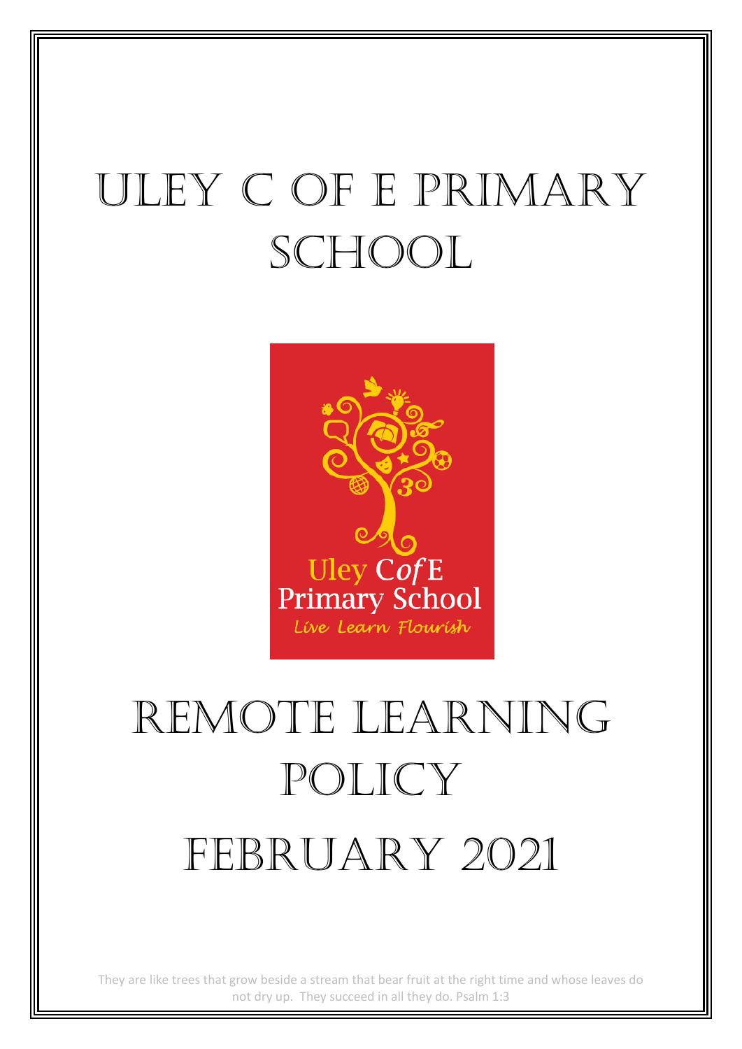# Uley C of E Primary School

Uley C*of*E
Primary School
*Live Learn Flourish*

# Remote Learning Policy

# February 2021

They are like trees that grow beside a stream that bear fruit at the right time and whose leaves do not dry up. They succeed in all they do. Psalm 1:3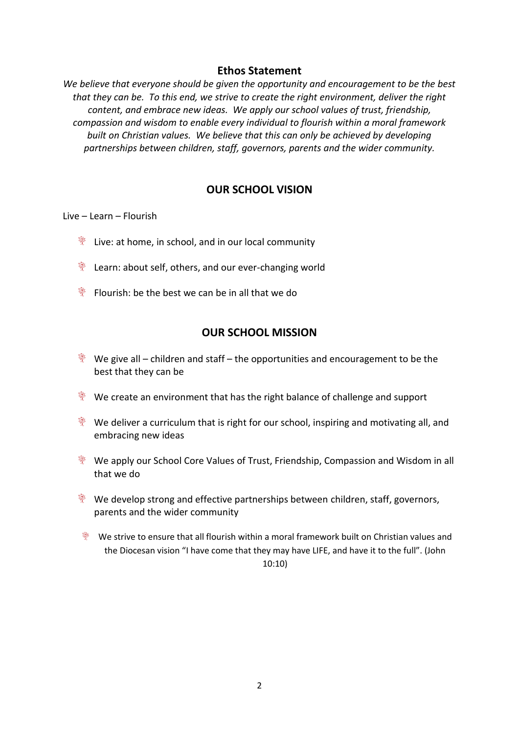## Ethos Statement

*We believe that everyone should be given the opportunity and encouragement to be the best that they can be. To this end, we strive to create the right environment, deliver the right content, and embrace new ideas. We apply our school values of trust, friendship, compassion and wisdom to enable every individual to flourish within a moral framework built on Christian values. We believe that this can only be achieved by developing partnerships between children, staff, governors, parents and the wider community.*

## OUR SCHOOL VISION

Live – Learn – Flourish

- Live: at home, in school, and in our local community
- Learn: about self, others, and our ever-changing world
- Flourish: be the best we can be in all that we do

## OUR SCHOOL MISSION

- We give all – children and staff – the opportunities and encouragement to be the best that they can be
- We create an environment that has the right balance of challenge and support
- We deliver a curriculum that is right for our school, inspiring and motivating all, and embracing new ideas
- We apply our School Core Values of Trust, Friendship, Compassion and Wisdom in all that we do
- We develop strong and effective partnerships between children, staff, governors, parents and the wider community
- We strive to ensure that all flourish within a moral framework built on Christian values and the Diocesan vision "I have come that they may have LIFE, and have it to the full". (John 10:10)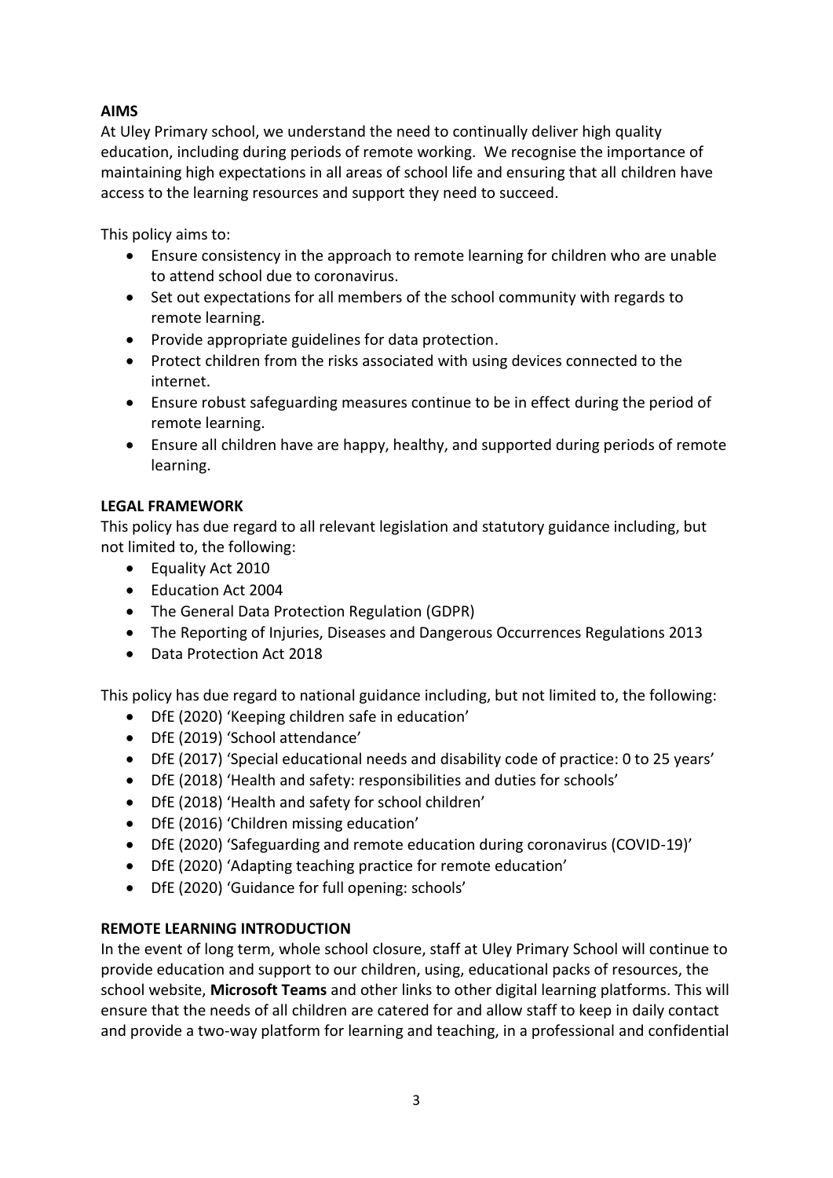**AIMS**

At Uley Primary school, we understand the need to continually deliver high quality education, including during periods of remote working. We recognise the importance of maintaining high expectations in all areas of school life and ensuring that all children have access to the learning resources and support they need to succeed.

This policy aims to:

- Ensure consistency in the approach to remote learning for children who are unable to attend school due to coronavirus.
- Set out expectations for all members of the school community with regards to remote learning.
- Provide appropriate guidelines for data protection.
- Protect children from the risks associated with using devices connected to the internet.
- Ensure robust safeguarding measures continue to be in effect during the period of remote learning.
- Ensure all children have are happy, healthy, and supported during periods of remote learning.

**LEGAL FRAMEWORK**

This policy has due regard to all relevant legislation and statutory guidance including, but not limited to, the following:

- Equality Act 2010
- Education Act 2004
- The General Data Protection Regulation (GDPR)
- The Reporting of Injuries, Diseases and Dangerous Occurrences Regulations 2013
- Data Protection Act 2018

This policy has due regard to national guidance including, but not limited to, the following:

- DfE (2020) 'Keeping children safe in education'
- DfE (2019) 'School attendance'
- DfE (2017) 'Special educational needs and disability code of practice: 0 to 25 years'
- DfE (2018) 'Health and safety: responsibilities and duties for schools'
- DfE (2018) 'Health and safety for school children'
- DfE (2016) 'Children missing education'
- DfE (2020) 'Safeguarding and remote education during coronavirus (COVID-19)'
- DfE (2020) 'Adapting teaching practice for remote education'
- DfE (2020) 'Guidance for full opening: schools'

**REMOTE LEARNING INTRODUCTION**

In the event of long term, whole school closure, staff at Uley Primary School will continue to provide education and support to our children, using, educational packs of resources, the school website, **Microsoft Teams** and other links to other digital learning platforms. This will ensure that the needs of all children are catered for and allow staff to keep in daily contact and provide a two-way platform for learning and teaching, in a professional and confidential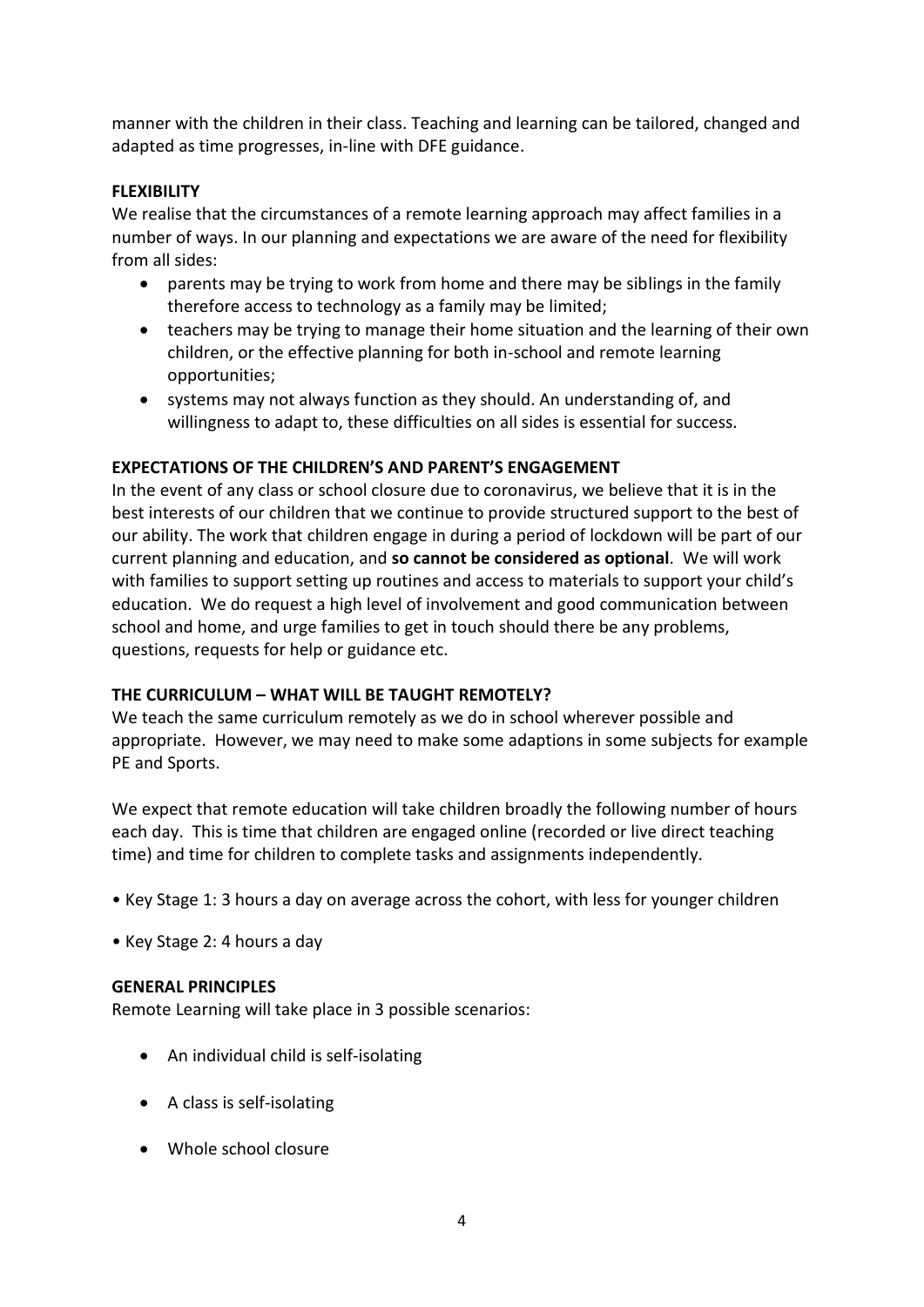manner with the children in their class. Teaching and learning can be tailored, changed and adapted as time progresses, in-line with DFE guidance.

**FLEXIBILITY**

We realise that the circumstances of a remote learning approach may affect families in a number of ways. In our planning and expectations we are aware of the need for flexibility from all sides:

- parents may be trying to work from home and there may be siblings in the family therefore access to technology as a family may be limited;
- teachers may be trying to manage their home situation and the learning of their own children, or the effective planning for both in-school and remote learning opportunities;
- systems may not always function as they should. An understanding of, and willingness to adapt to, these difficulties on all sides is essential for success.

**EXPECTATIONS OF THE CHILDREN'S AND PARENT'S ENGAGEMENT**

In the event of any class or school closure due to coronavirus, we believe that it is in the best interests of our children that we continue to provide structured support to the best of our ability. The work that children engage in during a period of lockdown will be part of our current planning and education, and **so cannot be considered as optional**. We will work with families to support setting up routines and access to materials to support your child's education. We do request a high level of involvement and good communication between school and home, and urge families to get in touch should there be any problems, questions, requests for help or guidance etc.

**THE CURRICULUM – WHAT WILL BE TAUGHT REMOTELY?**

We teach the same curriculum remotely as we do in school wherever possible and appropriate. However, we may need to make some adaptions in some subjects for example PE and Sports.

We expect that remote education will take children broadly the following number of hours each day. This is time that children are engaged online (recorded or live direct teaching time) and time for children to complete tasks and assignments independently.

- Key Stage 1: 3 hours a day on average across the cohort, with less for younger children
- Key Stage 2: 4 hours a day

**GENERAL PRINCIPLES**

Remote Learning will take place in 3 possible scenarios:

- An individual child is self-isolating
- A class is self-isolating
- Whole school closure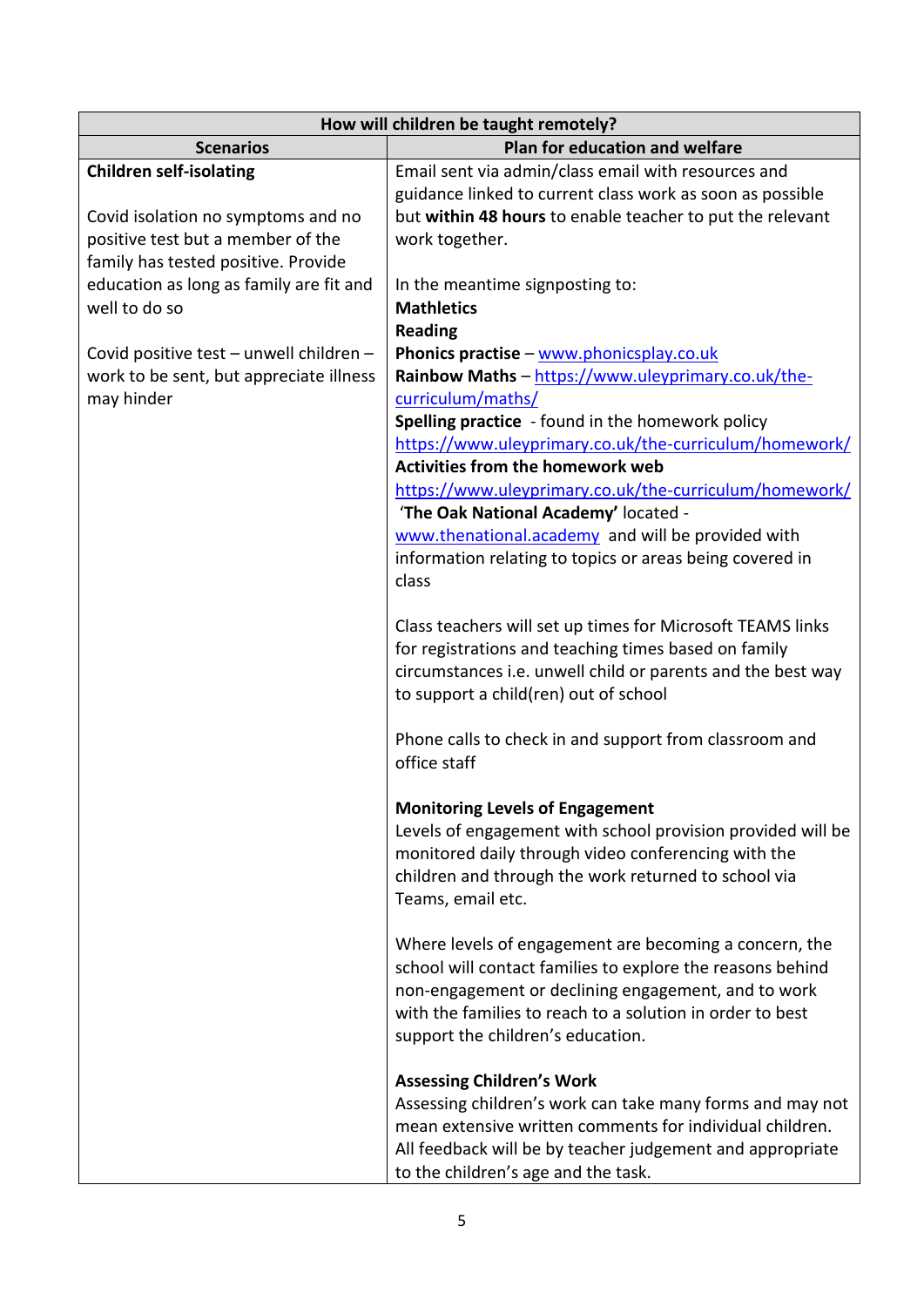| How will children be taught remotely? | |
|---|---|
| **Scenarios** | **Plan for education and welfare** |
| **Children self-isolating**<br><br>Covid isolation no symptoms and no positive test but a member of the family has tested positive. Provide education as long as family are fit and well to do so<br><br>Covid positive test – unwell children – work to be sent, but appreciate illness may hinder | Email sent via admin/class email with resources and guidance linked to current class work as soon as possible but **within 48 hours** to enable teacher to put the relevant work together.<br><br>In the meantime signposting to:<br>**Mathletics**<br>**Reading**<br>**Phonics practise** – www.phonicsplay.co.uk<br>**Rainbow Maths** – https://www.uleyprimary.co.uk/the-curriculum/maths/<br>**Spelling practice** - found in the homework policy https://www.uleyprimary.co.uk/the-curriculum/homework/<br>**Activities from the homework web** https://www.uleyprimary.co.uk/the-curriculum/homework/<br>'**The Oak National Academy'** located - www.thenational.academy and will be provided with information relating to topics or areas being covered in class<br><br>Class teachers will set up times for Microsoft TEAMS links for registrations and teaching times based on family circumstances i.e. unwell child or parents and the best way to support a child(ren) out of school<br><br>Phone calls to check in and support from classroom and office staff<br><br>**Monitoring Levels of Engagement**<br>Levels of engagement with school provision provided will be monitored daily through video conferencing with the children and through the work returned to school via Teams, email etc.<br><br>Where levels of engagement are becoming a concern, the school will contact families to explore the reasons behind non-engagement or declining engagement, and to work with the families to reach to a solution in order to best support the children's education.<br><br>**Assessing Children's Work**<br>Assessing children's work can take many forms and may not mean extensive written comments for individual children. All feedback will be by teacher judgement and appropriate to the children's age and the task. |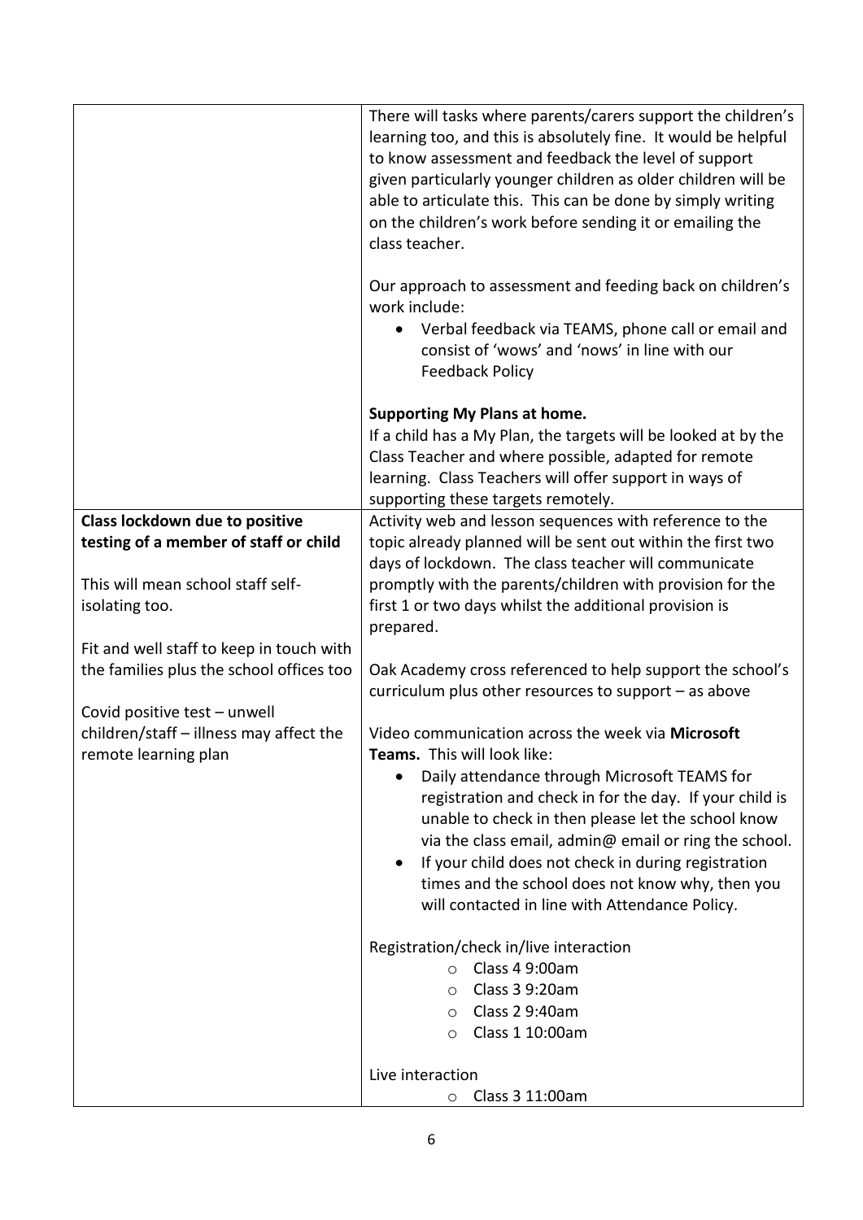| | |
|---|---|
| | There will tasks where parents/carers support the children's learning too, and this is absolutely fine. It would be helpful to know assessment and feedback the level of support given particularly younger children as older children will be able to articulate this. This can be done by simply writing on the children's work before sending it or emailing the class teacher.<br><br>Our approach to assessment and feeding back on children's work include:<br>• Verbal feedback via TEAMS, phone call or email and consist of 'wows' and 'nows' in line with our Feedback Policy<br><br>**Supporting My Plans at home.**<br>If a child has a My Plan, the targets will be looked at by the Class Teacher and where possible, adapted for remote learning. Class Teachers will offer support in ways of supporting these targets remotely. |
| **Class lockdown due to positive testing of a member of staff or child**<br><br>This will mean school staff self-isolating too.<br><br>Fit and well staff to keep in touch with the families plus the school offices too<br><br>Covid positive test – unwell children/staff – illness may affect the remote learning plan | Activity web and lesson sequences with reference to the topic already planned will be sent out within the first two days of lockdown. The class teacher will communicate promptly with the parents/children with provision for the first 1 or two days whilst the additional provision is prepared.<br><br>Oak Academy cross referenced to help support the school's curriculum plus other resources to support – as above<br><br>Video communication across the week via **Microsoft Teams.** This will look like:<br>• Daily attendance through Microsoft TEAMS for registration and check in for the day. If your child is unable to check in then please let the school know via the class email, admin@ email or ring the school.<br>• If your child does not check in during registration times and the school does not know why, then you will contacted in line with Attendance Policy.<br><br>Registration/check in/live interaction<br>◦ Class 4 9:00am<br>◦ Class 3 9:20am<br>◦ Class 2 9:40am<br>◦ Class 1 10:00am<br><br>Live interaction<br>◦ Class 3 11:00am |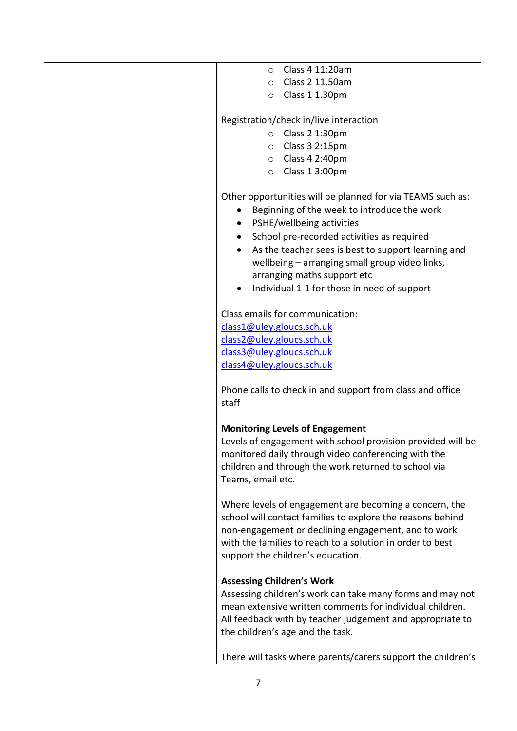| | - Class 4 11:20am<br>- Class 2 11.50am<br>- Class 1 1.30pm<br><br>Registration/check in/live interaction<br>- Class 2 1:30pm<br>- Class 3 2:15pm<br>- Class 4 2:40pm<br>- Class 1 3:00pm<br><br>Other opportunities will be planned for via TEAMS such as:<br>- Beginning of the week to introduce the work<br>- PSHE/wellbeing activities<br>- School pre-recorded activities as required<br>- As the teacher sees is best to support learning and wellbeing – arranging small group video links, arranging maths support etc<br>- Individual 1-1 for those in need of support<br><br>Class emails for communication:<br>class1@uley.gloucs.sch.uk<br>class2@uley.gloucs.sch.uk<br>class3@uley.gloucs.sch.uk<br>class4@uley.gloucs.sch.uk<br><br>Phone calls to check in and support from class and office staff<br><br>**Monitoring Levels of Engagement**<br>Levels of engagement with school provision provided will be monitored daily through video conferencing with the children and through the work returned to school via Teams, email etc.<br><br>Where levels of engagement are becoming a concern, the school will contact families to explore the reasons behind non-engagement or declining engagement, and to work with the families to reach to a solution in order to best support the children's education.<br><br>**Assessing Children's Work**<br>Assessing children's work can take many forms and may not mean extensive written comments for individual children. All feedback with by teacher judgement and appropriate to the children's age and the task.<br><br>There will tasks where parents/carers support the children's |
|---|---|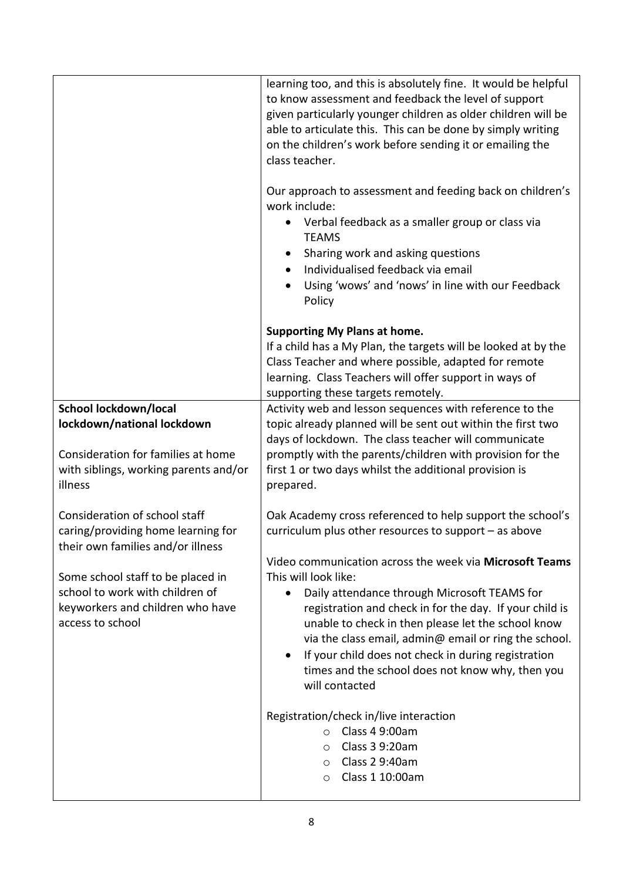| | |
|---|---|
| | learning too, and this is absolutely fine. It would be helpful to know assessment and feedback the level of support given particularly younger children as older children will be able to articulate this. This can be done by simply writing on the children's work before sending it or emailing the class teacher.<br><br>Our approach to assessment and feeding back on children's work include:<br>• Verbal feedback as a smaller group or class via TEAMS<br>• Sharing work and asking questions<br>• Individualised feedback via email<br>• Using 'wows' and 'nows' in line with our Feedback Policy<br><br>**Supporting My Plans at home.**<br>If a child has a My Plan, the targets will be looked at by the Class Teacher and where possible, adapted for remote learning. Class Teachers will offer support in ways of supporting these targets remotely. |
| **School lockdown/local lockdown/national lockdown**<br><br>Consideration for families at home with siblings, working parents and/or illness<br><br>Consideration of school staff caring/providing home learning for their own families and/or illness<br><br>Some school staff to be placed in school to work with children of keyworkers and children who have access to school | Activity web and lesson sequences with reference to the topic already planned will be sent out within the first two days of lockdown. The class teacher will communicate promptly with the parents/children with provision for the first 1 or two days whilst the additional provision is prepared.<br><br>Oak Academy cross referenced to help support the school's curriculum plus other resources to support – as above<br><br>Video communication across the week via **Microsoft Teams** This will look like:<br>• Daily attendance through Microsoft TEAMS for registration and check in for the day. If your child is unable to check in then please let the school know via the class email, admin@ email or ring the school.<br>• If your child does not check in during registration times and the school does not know why, then you will contacted<br><br>Registration/check in/live interaction<br>○ Class 4 9:00am<br>○ Class 3 9:20am<br>○ Class 2 9:40am<br>○ Class 1 10:00am |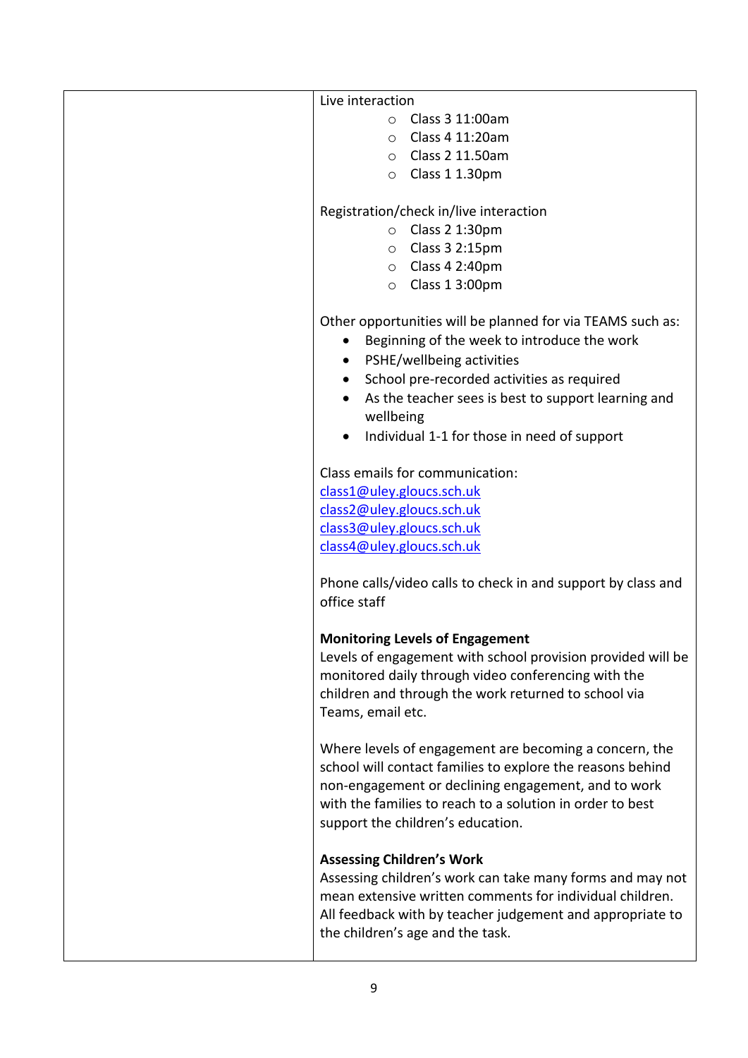| | Live interaction<br>- Class 3 11:00am<br>- Class 4 11:20am<br>- Class 2 11.50am<br>- Class 1 1.30pm<br><br>Registration/check in/live interaction<br>- Class 2 1:30pm<br>- Class 3 2:15pm<br>- Class 4 2:40pm<br>- Class 1 3:00pm<br><br>Other opportunities will be planned for via TEAMS such as:<br>- Beginning of the week to introduce the work<br>- PSHE/wellbeing activities<br>- School pre-recorded activities as required<br>- As the teacher sees is best to support learning and wellbeing<br>- Individual 1-1 for those in need of support<br><br>Class emails for communication:<br>class1@uley.gloucs.sch.uk<br>class2@uley.gloucs.sch.uk<br>class3@uley.gloucs.sch.uk<br>class4@uley.gloucs.sch.uk<br><br>Phone calls/video calls to check in and support by class and office staff<br><br>**Monitoring Levels of Engagement**<br>Levels of engagement with school provision provided will be monitored daily through video conferencing with the children and through the work returned to school via Teams, email etc.<br><br>Where levels of engagement are becoming a concern, the school will contact families to explore the reasons behind non-engagement or declining engagement, and to work with the families to reach to a solution in order to best support the children's education.<br><br>**Assessing Children's Work**<br>Assessing children's work can take many forms and may not mean extensive written comments for individual children. All feedback with by teacher judgement and appropriate to the children's age and the task. |
|---|---|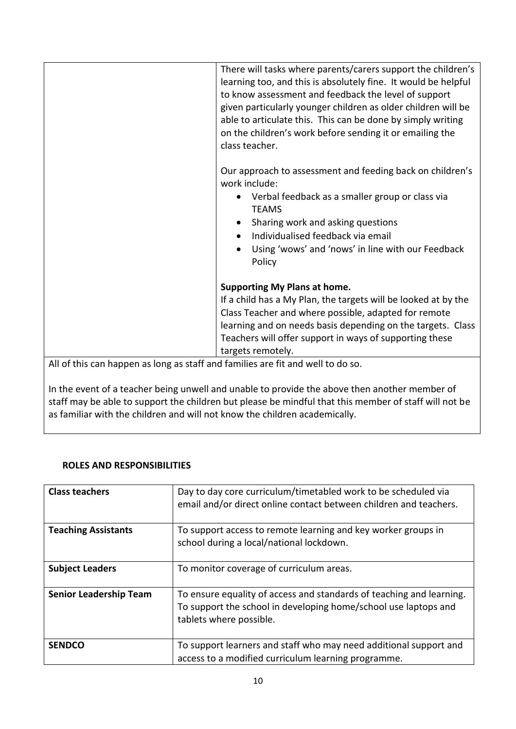| | There will tasks where parents/carers support the children's learning too, and this is absolutely fine. It would be helpful to know assessment and feedback the level of support given particularly younger children as older children will be able to articulate this. This can be done by simply writing on the children's work before sending it or emailing the class teacher.<br><br>Our approach to assessment and feeding back on children's work include:<br>• Verbal feedback as a smaller group or class via TEAMS<br>• Sharing work and asking questions<br>• Individualised feedback via email<br>• Using 'wows' and 'nows' in line with our Feedback Policy<br><br>**Supporting My Plans at home.**<br>If a child has a My Plan, the targets will be looked at by the Class Teacher and where possible, adapted for remote learning and on needs basis depending on the targets. Class Teachers will offer support in ways of supporting these targets remotely. |
|---|---|

All of this can happen as long as staff and families are fit and well to do so.

In the event of a teacher being unwell and unable to provide the above then another member of staff may be able to support the children but please be mindful that this member of staff will not be as familiar with the children and will not know the children academically.

## ROLES AND RESPONSIBILITIES

| | |
|---|---|
| **Class teachers** | Day to day core curriculum/timetabled work to be scheduled via email and/or direct online contact between children and teachers. |
| **Teaching Assistants** | To support access to remote learning and key worker groups in school during a local/national lockdown. |
| **Subject Leaders** | To monitor coverage of curriculum areas. |
| **Senior Leadership Team** | To ensure equality of access and standards of teaching and learning. To support the school in developing home/school use laptops and tablets where possible. |
| **SENDCO** | To support learners and staff who may need additional support and access to a modified curriculum learning programme. |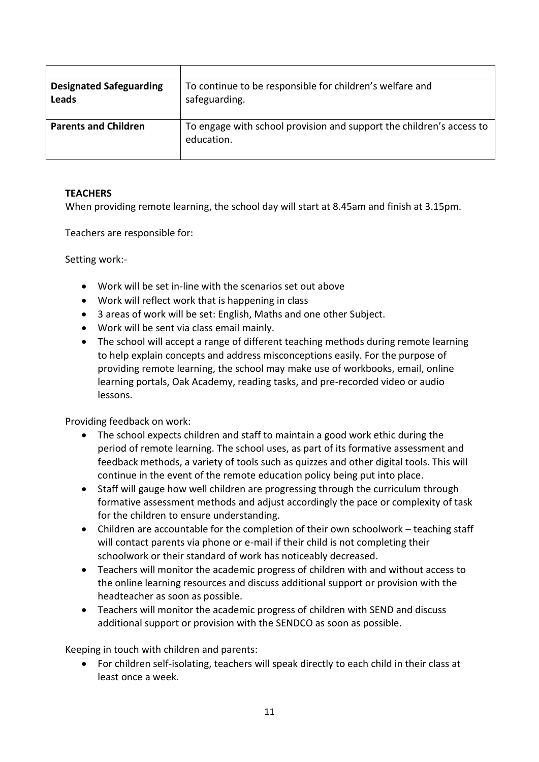| | |
|---|---|
| **Designated Safeguarding Leads** | To continue to be responsible for children's welfare and safeguarding. |
| **Parents and Children** | To engage with school provision and support the children's access to education. |

**TEACHERS**

When providing remote learning, the school day will start at 8.45am and finish at 3.15pm.

Teachers are responsible for:

Setting work:-

- Work will be set in-line with the scenarios set out above
- Work will reflect work that is happening in class
- 3 areas of work will be set: English, Maths and one other Subject.
- Work will be sent via class email mainly.
- The school will accept a range of different teaching methods during remote learning to help explain concepts and address misconceptions easily. For the purpose of providing remote learning, the school may make use of workbooks, email, online learning portals, Oak Academy, reading tasks, and pre-recorded video or audio lessons.

Providing feedback on work:

- The school expects children and staff to maintain a good work ethic during the period of remote learning. The school uses, as part of its formative assessment and feedback methods, a variety of tools such as quizzes and other digital tools. This will continue in the event of the remote education policy being put into place.
- Staff will gauge how well children are progressing through the curriculum through formative assessment methods and adjust accordingly the pace or complexity of task for the children to ensure understanding.
- Children are accountable for the completion of their own schoolwork – teaching staff will contact parents via phone or e-mail if their child is not completing their schoolwork or their standard of work has noticeably decreased.
- Teachers will monitor the academic progress of children with and without access to the online learning resources and discuss additional support or provision with the headteacher as soon as possible.
- Teachers will monitor the academic progress of children with SEND and discuss additional support or provision with the SENDCO as soon as possible.

Keeping in touch with children and parents:

- For children self-isolating, teachers will speak directly to each child in their class at least once a week.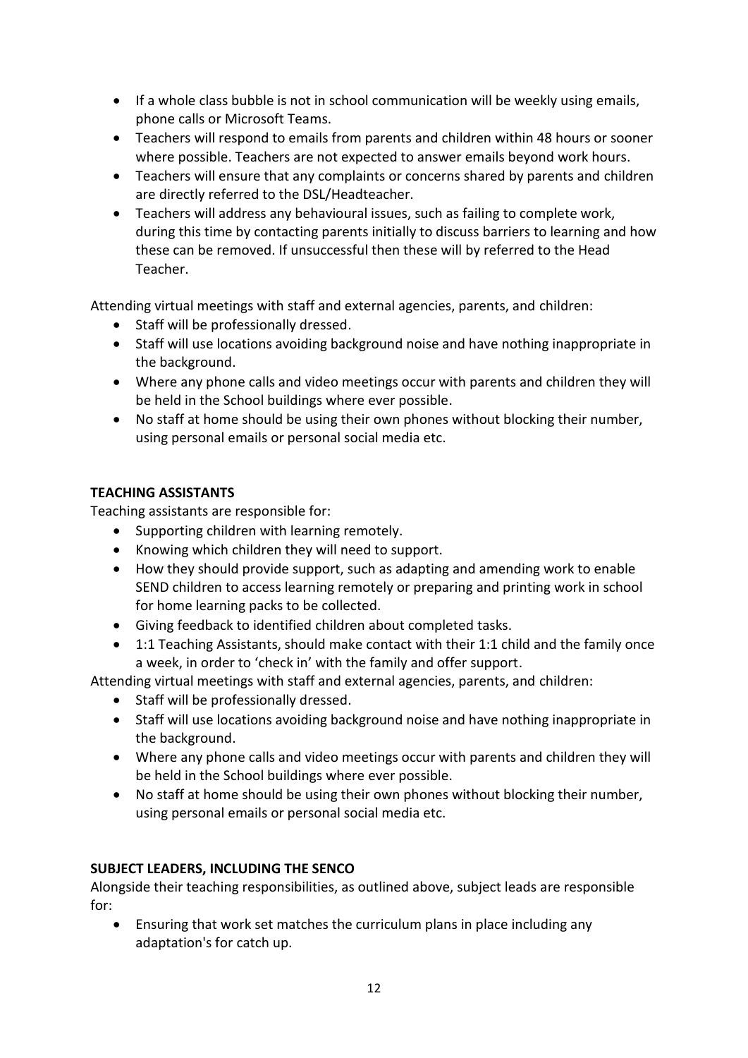- If a whole class bubble is not in school communication will be weekly using emails, phone calls or Microsoft Teams.
- Teachers will respond to emails from parents and children within 48 hours or sooner where possible. Teachers are not expected to answer emails beyond work hours.
- Teachers will ensure that any complaints or concerns shared by parents and children are directly referred to the DSL/Headteacher.
- Teachers will address any behavioural issues, such as failing to complete work, during this time by contacting parents initially to discuss barriers to learning and how these can be removed. If unsuccessful then these will by referred to the Head Teacher.

Attending virtual meetings with staff and external agencies, parents, and children:

- Staff will be professionally dressed.
- Staff will use locations avoiding background noise and have nothing inappropriate in the background.
- Where any phone calls and video meetings occur with parents and children they will be held in the School buildings where ever possible.
- No staff at home should be using their own phones without blocking their number, using personal emails or personal social media etc.

**TEACHING ASSISTANTS**

Teaching assistants are responsible for:

- Supporting children with learning remotely.
- Knowing which children they will need to support.
- How they should provide support, such as adapting and amending work to enable SEND children to access learning remotely or preparing and printing work in school for home learning packs to be collected.
- Giving feedback to identified children about completed tasks.
- 1:1 Teaching Assistants, should make contact with their 1:1 child and the family once a week, in order to 'check in' with the family and offer support.

Attending virtual meetings with staff and external agencies, parents, and children:

- Staff will be professionally dressed.
- Staff will use locations avoiding background noise and have nothing inappropriate in the background.
- Where any phone calls and video meetings occur with parents and children they will be held in the School buildings where ever possible.
- No staff at home should be using their own phones without blocking their number, using personal emails or personal social media etc.

**SUBJECT LEADERS, INCLUDING THE SENCO**

Alongside their teaching responsibilities, as outlined above, subject leads are responsible for:

- Ensuring that work set matches the curriculum plans in place including any adaptation's for catch up.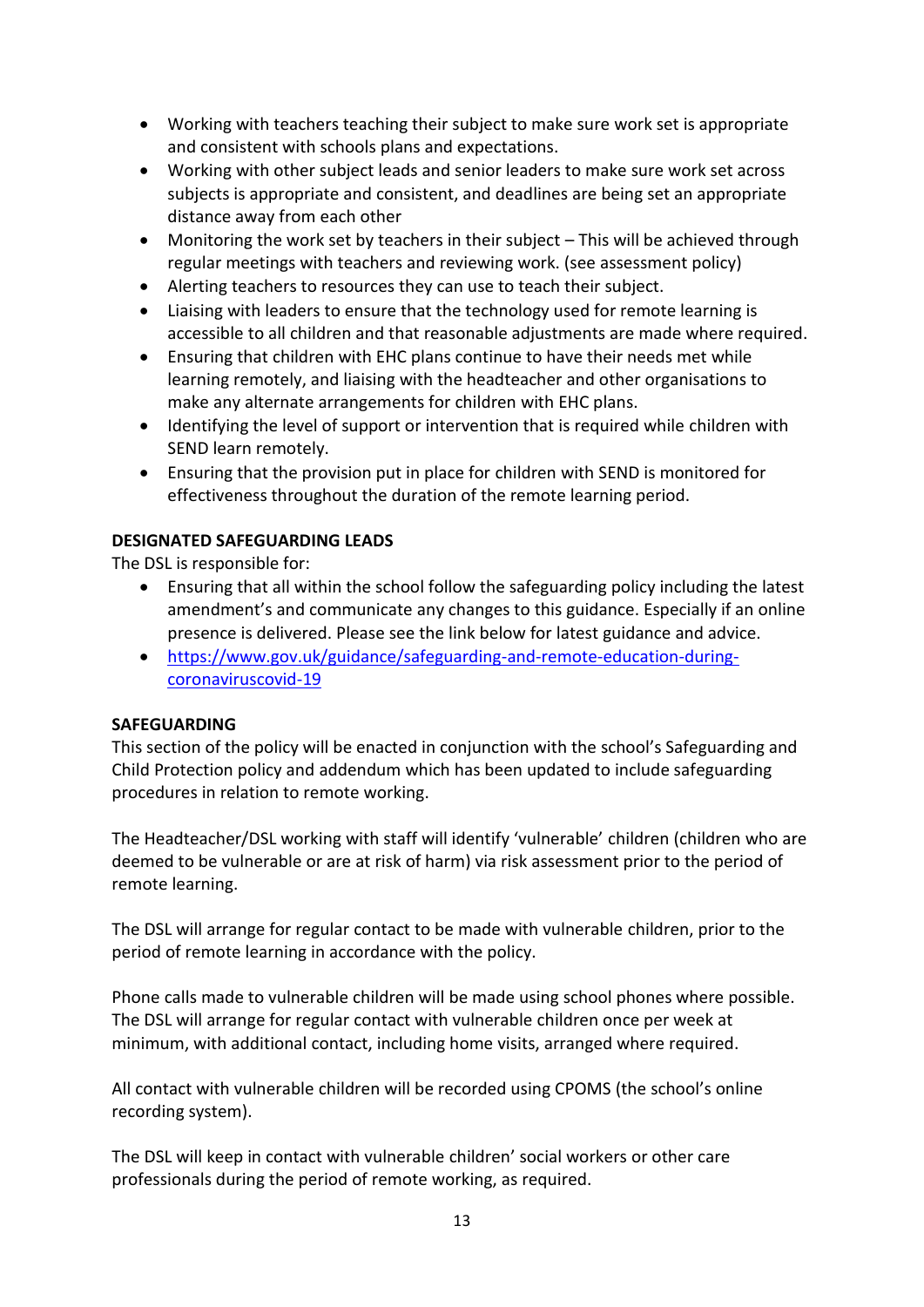- Working with teachers teaching their subject to make sure work set is appropriate and consistent with schools plans and expectations.
- Working with other subject leads and senior leaders to make sure work set across subjects is appropriate and consistent, and deadlines are being set an appropriate distance away from each other
- Monitoring the work set by teachers in their subject – This will be achieved through regular meetings with teachers and reviewing work. (see assessment policy)
- Alerting teachers to resources they can use to teach their subject.
- Liaising with leaders to ensure that the technology used for remote learning is accessible to all children and that reasonable adjustments are made where required.
- Ensuring that children with EHC plans continue to have their needs met while learning remotely, and liaising with the headteacher and other organisations to make any alternate arrangements for children with EHC plans.
- Identifying the level of support or intervention that is required while children with SEND learn remotely.
- Ensuring that the provision put in place for children with SEND is monitored for effectiveness throughout the duration of the remote learning period.

**DESIGNATED SAFEGUARDING LEADS**

The DSL is responsible for:

- Ensuring that all within the school follow the safeguarding policy including the latest amendment's and communicate any changes to this guidance. Especially if an online presence is delivered. Please see the link below for latest guidance and advice.
- [https://www.gov.uk/guidance/safeguarding-and-remote-education-during-coronaviruscovid-19](https://www.gov.uk/guidance/safeguarding-and-remote-education-during-coronaviruscovid-19)

**SAFEGUARDING**

This section of the policy will be enacted in conjunction with the school's Safeguarding and Child Protection policy and addendum which has been updated to include safeguarding procedures in relation to remote working.

The Headteacher/DSL working with staff will identify 'vulnerable' children (children who are deemed to be vulnerable or are at risk of harm) via risk assessment prior to the period of remote learning.

The DSL will arrange for regular contact to be made with vulnerable children, prior to the period of remote learning in accordance with the policy.

Phone calls made to vulnerable children will be made using school phones where possible. The DSL will arrange for regular contact with vulnerable children once per week at minimum, with additional contact, including home visits, arranged where required.

All contact with vulnerable children will be recorded using CPOMS (the school's online recording system).

The DSL will keep in contact with vulnerable children' social workers or other care professionals during the period of remote working, as required.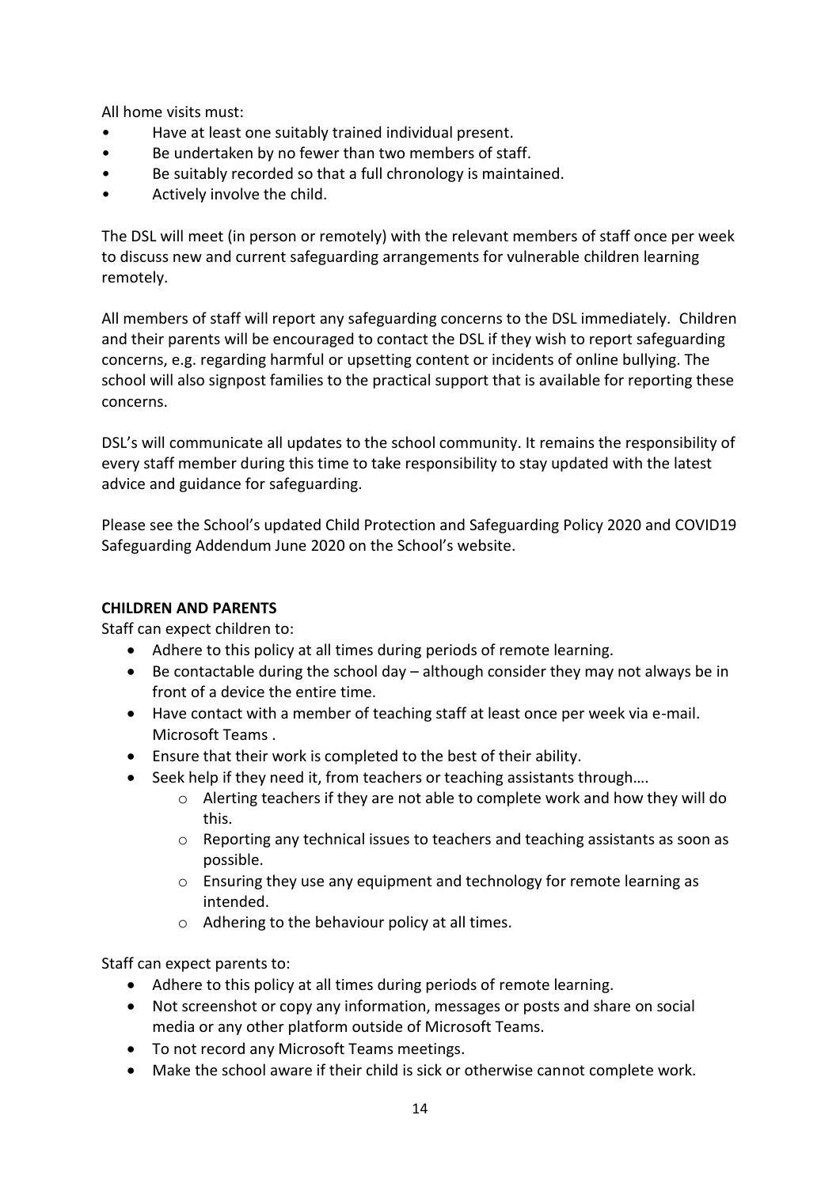All home visits must:

- Have at least one suitably trained individual present.
- Be undertaken by no fewer than two members of staff.
- Be suitably recorded so that a full chronology is maintained.
- Actively involve the child.

The DSL will meet (in person or remotely) with the relevant members of staff once per week to discuss new and current safeguarding arrangements for vulnerable children learning remotely.

All members of staff will report any safeguarding concerns to the DSL immediately. Children and their parents will be encouraged to contact the DSL if they wish to report safeguarding concerns, e.g. regarding harmful or upsetting content or incidents of online bullying. The school will also signpost families to the practical support that is available for reporting these concerns.

DSL's will communicate all updates to the school community. It remains the responsibility of every staff member during this time to take responsibility to stay updated with the latest advice and guidance for safeguarding.

Please see the School's updated Child Protection and Safeguarding Policy 2020 and COVID19 Safeguarding Addendum June 2020 on the School's website.

**CHILDREN AND PARENTS**

Staff can expect children to:

- Adhere to this policy at all times during periods of remote learning.
- Be contactable during the school day – although consider they may not always be in front of a device the entire time.
- Have contact with a member of teaching staff at least once per week via e-mail. Microsoft Teams .
- Ensure that their work is completed to the best of their ability.
- Seek help if they need it, from teachers or teaching assistants through….
    - Alerting teachers if they are not able to complete work and how they will do this.
    - Reporting any technical issues to teachers and teaching assistants as soon as possible.
    - Ensuring they use any equipment and technology for remote learning as intended.
    - Adhering to the behaviour policy at all times.

Staff can expect parents to:

- Adhere to this policy at all times during periods of remote learning.
- Not screenshot or copy any information, messages or posts and share on social media or any other platform outside of Microsoft Teams.
- To not record any Microsoft Teams meetings.
- Make the school aware if their child is sick or otherwise cannot complete work.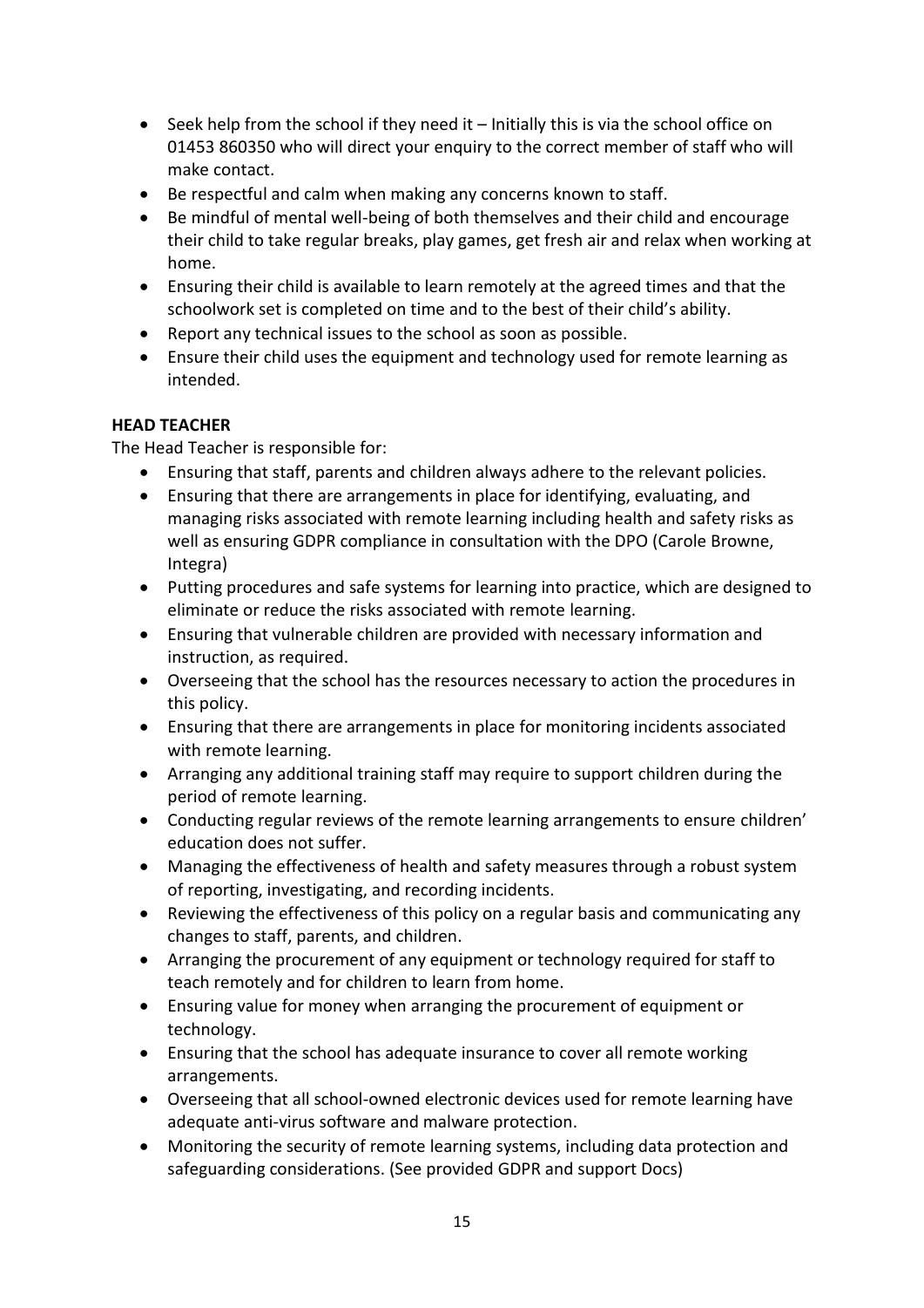- Seek help from the school if they need it – Initially this is via the school office on 01453 860350 who will direct your enquiry to the correct member of staff who will make contact.
- Be respectful and calm when making any concerns known to staff.
- Be mindful of mental well-being of both themselves and their child and encourage their child to take regular breaks, play games, get fresh air and relax when working at home.
- Ensuring their child is available to learn remotely at the agreed times and that the schoolwork set is completed on time and to the best of their child's ability.
- Report any technical issues to the school as soon as possible.
- Ensure their child uses the equipment and technology used for remote learning as intended.

**HEAD TEACHER**

The Head Teacher is responsible for:

- Ensuring that staff, parents and children always adhere to the relevant policies.
- Ensuring that there are arrangements in place for identifying, evaluating, and managing risks associated with remote learning including health and safety risks as well as ensuring GDPR compliance in consultation with the DPO (Carole Browne, Integra)
- Putting procedures and safe systems for learning into practice, which are designed to eliminate or reduce the risks associated with remote learning.
- Ensuring that vulnerable children are provided with necessary information and instruction, as required.
- Overseeing that the school has the resources necessary to action the procedures in this policy.
- Ensuring that there are arrangements in place for monitoring incidents associated with remote learning.
- Arranging any additional training staff may require to support children during the period of remote learning.
- Conducting regular reviews of the remote learning arrangements to ensure children' education does not suffer.
- Managing the effectiveness of health and safety measures through a robust system of reporting, investigating, and recording incidents.
- Reviewing the effectiveness of this policy on a regular basis and communicating any changes to staff, parents, and children.
- Arranging the procurement of any equipment or technology required for staff to teach remotely and for children to learn from home.
- Ensuring value for money when arranging the procurement of equipment or technology.
- Ensuring that the school has adequate insurance to cover all remote working arrangements.
- Overseeing that all school-owned electronic devices used for remote learning have adequate anti-virus software and malware protection.
- Monitoring the security of remote learning systems, including data protection and safeguarding considerations. (See provided GDPR and support Docs)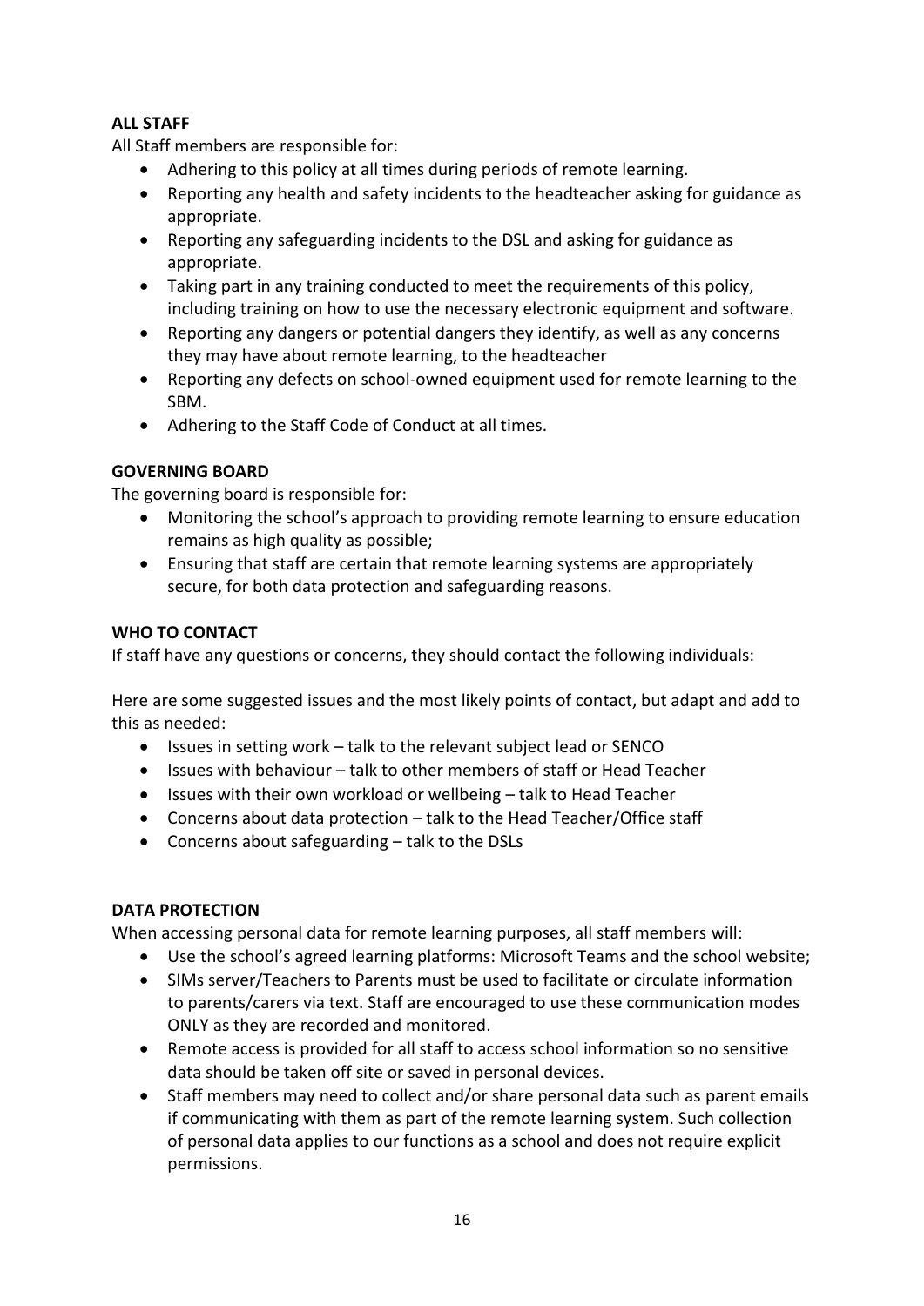**ALL STAFF**

All Staff members are responsible for:

- Adhering to this policy at all times during periods of remote learning.
- Reporting any health and safety incidents to the headteacher asking for guidance as appropriate.
- Reporting any safeguarding incidents to the DSL and asking for guidance as appropriate.
- Taking part in any training conducted to meet the requirements of this policy, including training on how to use the necessary electronic equipment and software.
- Reporting any dangers or potential dangers they identify, as well as any concerns they may have about remote learning, to the headteacher
- Reporting any defects on school-owned equipment used for remote learning to the SBM.
- Adhering to the Staff Code of Conduct at all times.

**GOVERNING BOARD**

The governing board is responsible for:

- Monitoring the school's approach to providing remote learning to ensure education remains as high quality as possible;
- Ensuring that staff are certain that remote learning systems are appropriately secure, for both data protection and safeguarding reasons.

**WHO TO CONTACT**

If staff have any questions or concerns, they should contact the following individuals:

Here are some suggested issues and the most likely points of contact, but adapt and add to this as needed:

- Issues in setting work – talk to the relevant subject lead or SENCO
- Issues with behaviour – talk to other members of staff or Head Teacher
- Issues with their own workload or wellbeing – talk to Head Teacher
- Concerns about data protection – talk to the Head Teacher/Office staff
- Concerns about safeguarding – talk to the DSLs

**DATA PROTECTION**

When accessing personal data for remote learning purposes, all staff members will:

- Use the school's agreed learning platforms: Microsoft Teams and the school website;
- SIMs server/Teachers to Parents must be used to facilitate or circulate information to parents/carers via text. Staff are encouraged to use these communication modes ONLY as they are recorded and monitored.
- Remote access is provided for all staff to access school information so no sensitive data should be taken off site or saved in personal devices.
- Staff members may need to collect and/or share personal data such as parent emails if communicating with them as part of the remote learning system. Such collection of personal data applies to our functions as a school and does not require explicit permissions.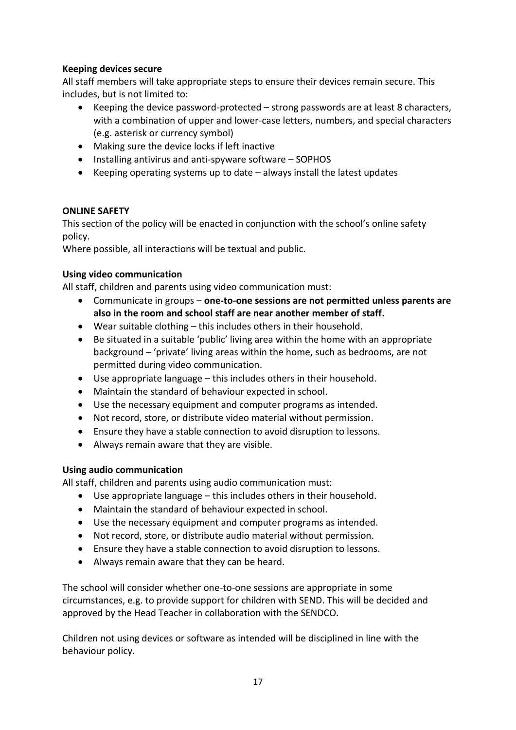**Keeping devices secure**

All staff members will take appropriate steps to ensure their devices remain secure. This includes, but is not limited to:

- Keeping the device password-protected – strong passwords are at least 8 characters, with a combination of upper and lower-case letters, numbers, and special characters (e.g. asterisk or currency symbol)
- Making sure the device locks if left inactive
- Installing antivirus and anti-spyware software – SOPHOS
- Keeping operating systems up to date – always install the latest updates

**ONLINE SAFETY**

This section of the policy will be enacted in conjunction with the school's online safety policy.

Where possible, all interactions will be textual and public.

**Using video communication**

All staff, children and parents using video communication must:

- Communicate in groups – **one-to-one sessions are not permitted unless parents are also in the room and school staff are near another member of staff.**
- Wear suitable clothing – this includes others in their household.
- Be situated in a suitable 'public' living area within the home with an appropriate background – 'private' living areas within the home, such as bedrooms, are not permitted during video communication.
- Use appropriate language – this includes others in their household.
- Maintain the standard of behaviour expected in school.
- Use the necessary equipment and computer programs as intended.
- Not record, store, or distribute video material without permission.
- Ensure they have a stable connection to avoid disruption to lessons.
- Always remain aware that they are visible.

**Using audio communication**

All staff, children and parents using audio communication must:

- Use appropriate language – this includes others in their household.
- Maintain the standard of behaviour expected in school.
- Use the necessary equipment and computer programs as intended.
- Not record, store, or distribute audio material without permission.
- Ensure they have a stable connection to avoid disruption to lessons.
- Always remain aware that they can be heard.

The school will consider whether one-to-one sessions are appropriate in some circumstances, e.g. to provide support for children with SEND. This will be decided and approved by the Head Teacher in collaboration with the SENDCO.

Children not using devices or software as intended will be disciplined in line with the behaviour policy.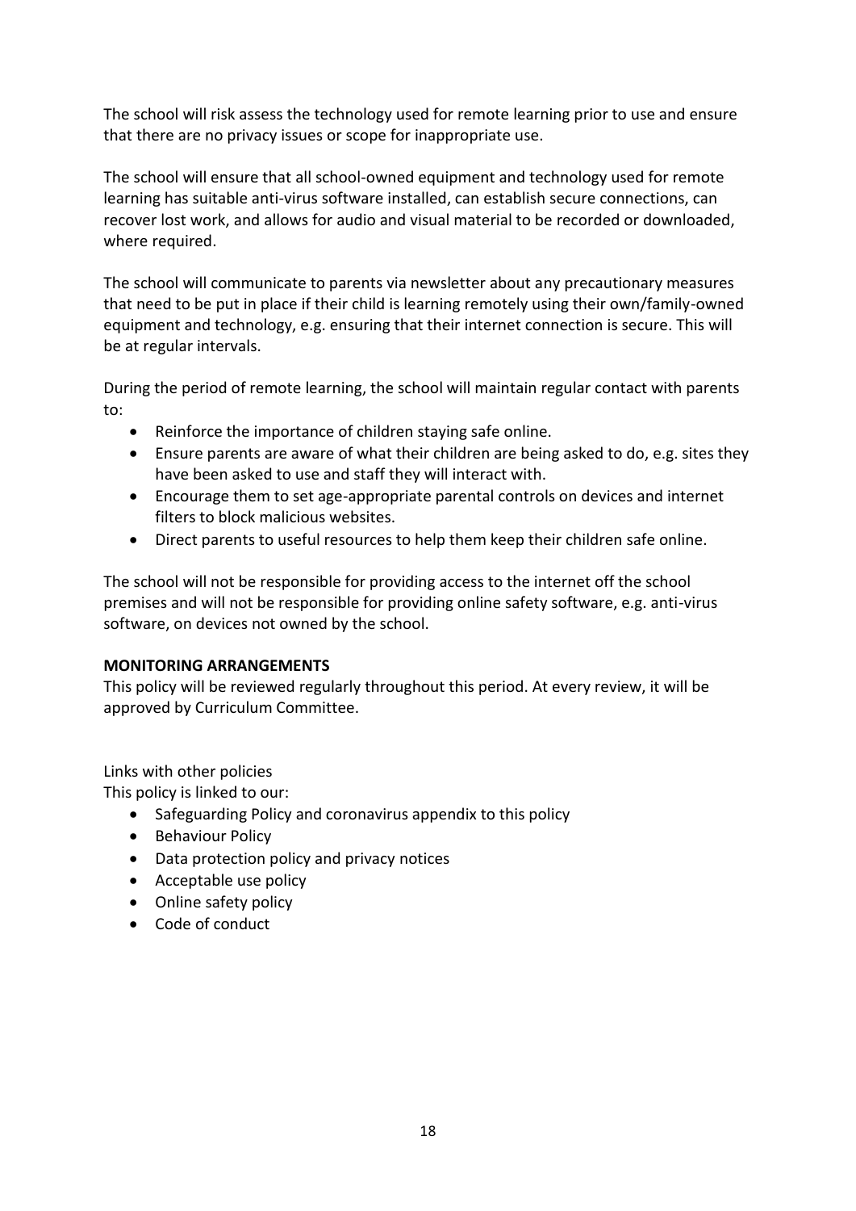The school will risk assess the technology used for remote learning prior to use and ensure that there are no privacy issues or scope for inappropriate use.

The school will ensure that all school-owned equipment and technology used for remote learning has suitable anti-virus software installed, can establish secure connections, can recover lost work, and allows for audio and visual material to be recorded or downloaded, where required.

The school will communicate to parents via newsletter about any precautionary measures that need to be put in place if their child is learning remotely using their own/family-owned equipment and technology, e.g. ensuring that their internet connection is secure. This will be at regular intervals.

During the period of remote learning, the school will maintain regular contact with parents to:

- Reinforce the importance of children staying safe online.
- Ensure parents are aware of what their children are being asked to do, e.g. sites they have been asked to use and staff they will interact with.
- Encourage them to set age-appropriate parental controls on devices and internet filters to block malicious websites.
- Direct parents to useful resources to help them keep their children safe online.

The school will not be responsible for providing access to the internet off the school premises and will not be responsible for providing online safety software, e.g. anti-virus software, on devices not owned by the school.

**MONITORING ARRANGEMENTS**

This policy will be reviewed regularly throughout this period. At every review, it will be approved by Curriculum Committee.

Links with other policies

This policy is linked to our:

- Safeguarding Policy and coronavirus appendix to this policy
- Behaviour Policy
- Data protection policy and privacy notices
- Acceptable use policy
- Online safety policy
- Code of conduct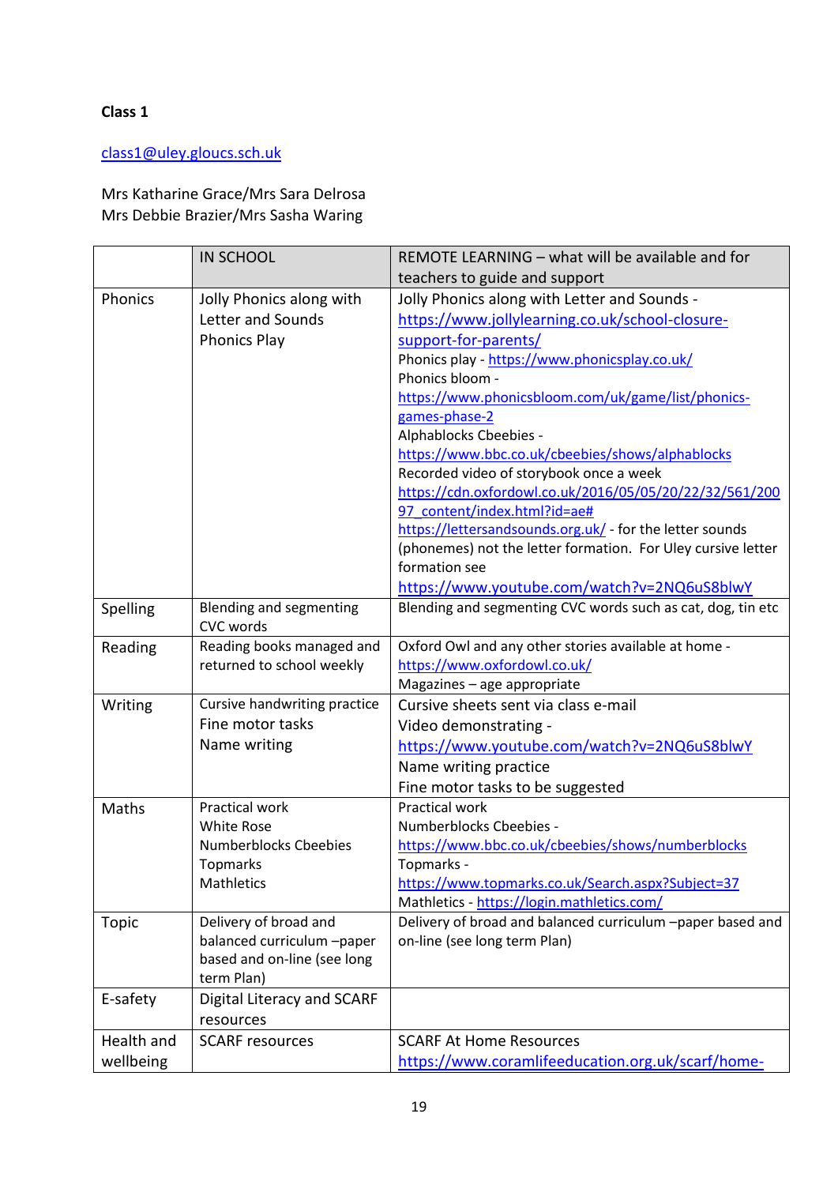**Class 1**

class1@uley.gloucs.sch.uk

Mrs Katharine Grace/Mrs Sara Delrosa
Mrs Debbie Brazier/Mrs Sasha Waring

| | IN SCHOOL | REMOTE LEARNING – what will be available and for teachers to guide and support |
|---|---|---|
| Phonics | Jolly Phonics along with Letter and Sounds<br>Phonics Play | Jolly Phonics along with Letter and Sounds - https://www.jollylearning.co.uk/school-closure-support-for-parents/<br>Phonics play - https://www.phonicsplay.co.uk/<br>Phonics bloom - https://www.phonicsbloom.com/uk/game/list/phonics-games-phase-2<br>Alphablocks Cbeebies - https://www.bbc.co.uk/cbeebies/shows/alphablocks<br>Recorded video of storybook once a week<br>https://cdn.oxfordowl.co.uk/2016/05/05/20/22/32/561/20097_content/index.html?id=ae#<br>https://lettersandsounds.org.uk/ - for the letter sounds (phonemes) not the letter formation. For Uley cursive letter formation see<br>https://www.youtube.com/watch?v=2NQ6uS8blwY |
| Spelling | Blending and segmenting CVC words | Blending and segmenting CVC words such as cat, dog, tin etc |
| Reading | Reading books managed and returned to school weekly | Oxford Owl and any other stories available at home - https://www.oxfordowl.co.uk/<br>Magazines – age appropriate |
| Writing | Cursive handwriting practice<br>Fine motor tasks<br>Name writing | Cursive sheets sent via class e-mail<br>Video demonstrating - https://www.youtube.com/watch?v=2NQ6uS8blwY<br>Name writing practice<br>Fine motor tasks to be suggested |
| Maths | Practical work<br>White Rose<br>Numberblocks Cbeebies<br>Topmarks<br>Mathletics | Practical work<br>Numberblocks Cbeebies - https://www.bbc.co.uk/cbeebies/shows/numberblocks<br>Topmarks - https://www.topmarks.co.uk/Search.aspx?Subject=37<br>Mathletics - https://login.mathletics.com/ |
| Topic | Delivery of broad and balanced curriculum –paper based and on-line (see long term Plan) | Delivery of broad and balanced curriculum –paper based and on-line (see long term Plan) |
| E-safety | Digital Literacy and SCARF resources | |
| Health and wellbeing | SCARF resources | SCARF At Home Resources<br>https://www.coramlifeeducation.org.uk/scarf/home- |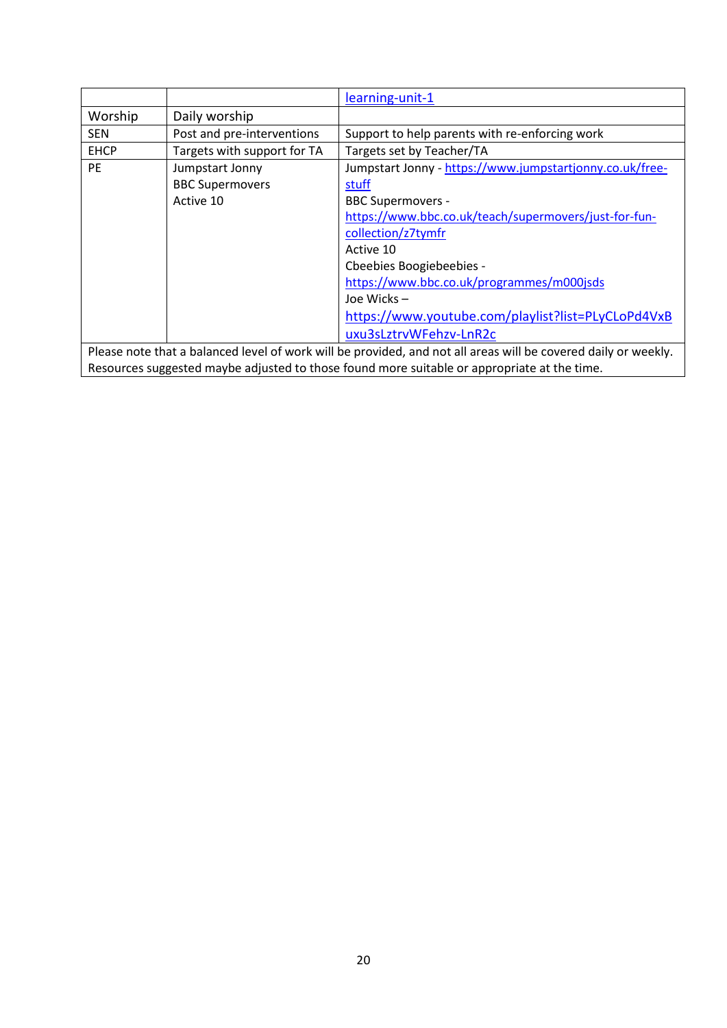| | | |
|---|---|---|
| | | learning-unit-1 |
| Worship | Daily worship | |
| SEN | Post and pre-interventions | Support to help parents with re-enforcing work |
| EHCP | Targets with support for TA | Targets set by Teacher/TA |
| PE | Jumpstart Jonny<br>BBC Supermovers<br>Active 10 | Jumpstart Jonny - https://www.jumpstartjonny.co.uk/free-stuff<br>BBC Supermovers - https://www.bbc.co.uk/teach/supermovers/just-for-fun-collection/z7tymfr<br>Active 10<br>Cbeebies Boogiebeebies - https://www.bbc.co.uk/programmes/m000jsds<br>Joe Wicks – https://www.youtube.com/playlist?list=PLyCLoPd4VxBuxu3sLztrvWFehzv-LnR2c |
| Please note that a balanced level of work will be provided, and not all areas will be covered daily or weekly. Resources suggested maybe adjusted to those found more suitable or appropriate at the time. | | |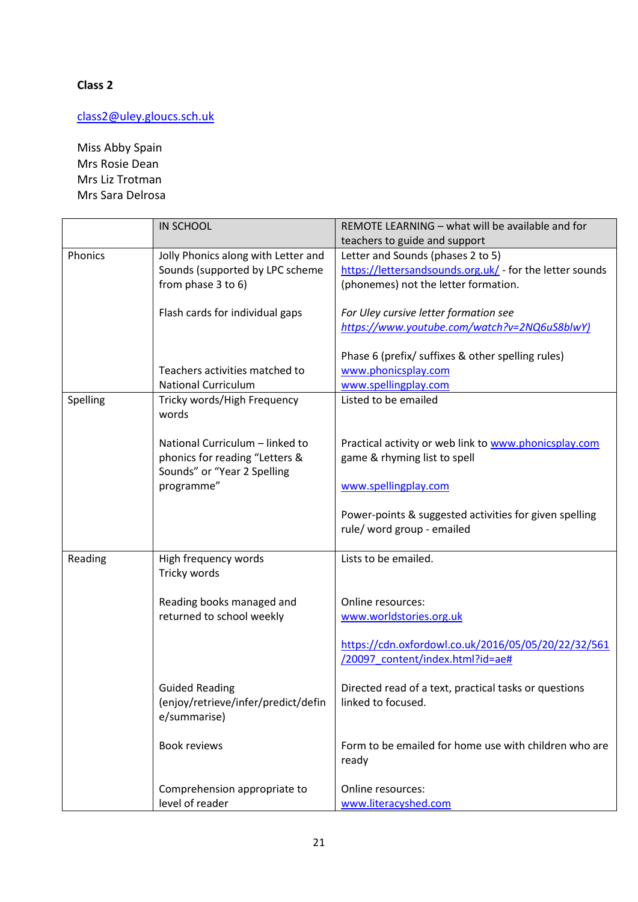**Class 2**

class2@uley.gloucs.sch.uk

Miss Abby Spain
Mrs Rosie Dean
Mrs Liz Trotman
Mrs Sara Delrosa

| | IN SCHOOL | REMOTE LEARNING – what will be available and for teachers to guide and support |
|---|---|---|
| Phonics | Jolly Phonics along with Letter and Sounds (supported by LPC scheme from phase 3 to 6)<br><br>Flash cards for individual gaps<br><br>Teachers activities matched to National Curriculum | Letter and Sounds (phases 2 to 5) https://lettersandsounds.org.uk/ - for the letter sounds (phonemes) not the letter formation.<br><br>*For Uley cursive letter formation see https://www.youtube.com/watch?v=2NQ6uS8blwY)*<br><br>Phase 6 (prefix/ suffixes & other spelling rules) www.phonicsplay.com www.spellingplay.com |
| Spelling | Tricky words/High Frequency words<br><br>National Curriculum – linked to phonics for reading "Letters & Sounds" or "Year 2 Spelling programme" | Listed to be emailed<br><br>Practical activity or web link to www.phonicsplay.com game & rhyming list to spell<br><br>www.spellingplay.com<br><br>Power-points & suggested activities for given spelling rule/ word group - emailed |
| Reading | High frequency words<br>Tricky words<br><br>Reading books managed and returned to school weekly<br><br>Guided Reading (enjoy/retrieve/infer/predict/define/summarise)<br><br>Book reviews<br><br>Comprehension appropriate to level of reader | Lists to be emailed.<br><br>Online resources: www.worldstories.org.uk<br><br>https://cdn.oxfordowl.co.uk/2016/05/05/20/22/32/561/20097_content/index.html?id=ae#<br><br>Directed read of a text, practical tasks or questions linked to focused.<br><br>Form to be emailed for home use with children who are ready<br><br>Online resources: www.literacyshed.com |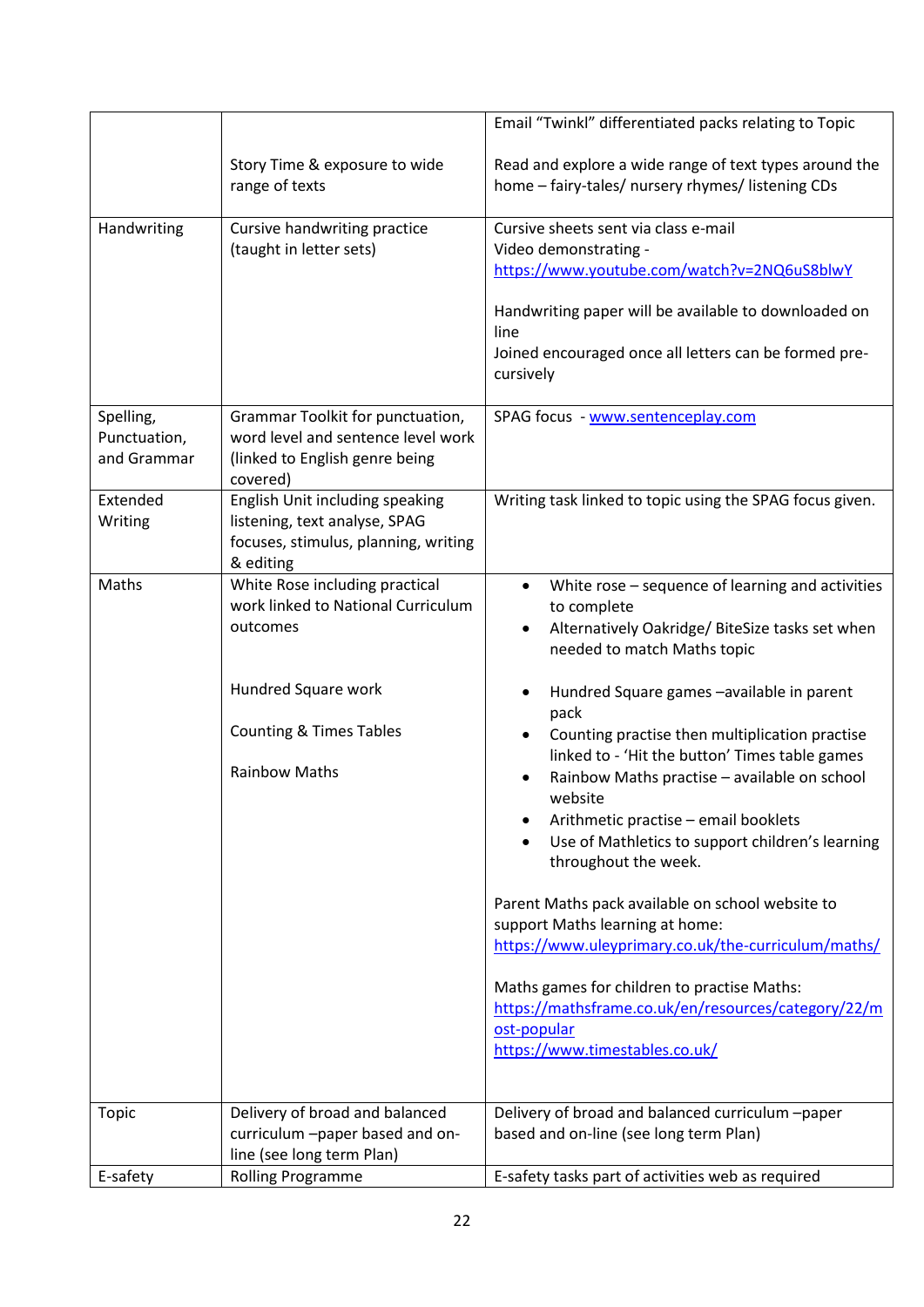| | | |
|---|---|---|
| | Story Time & exposure to wide range of texts | Email "Twinkl" differentiated packs relating to Topic<br><br>Read and explore a wide range of text types around the home – fairy-tales/ nursery rhymes/ listening CDs |
| Handwriting | Cursive handwriting practice (taught in letter sets) | Cursive sheets sent via class e-mail<br>Video demonstrating - https://www.youtube.com/watch?v=2NQ6uS8blwY<br><br>Handwriting paper will be available to downloaded on line<br>Joined encouraged once all letters can be formed pre-cursively |
| Spelling, Punctuation, and Grammar | Grammar Toolkit for punctuation, word level and sentence level work (linked to English genre being covered) | SPAG focus - www.sentenceplay.com |
| Extended Writing | English Unit including speaking listening, text analyse, SPAG focuses, stimulus, planning, writing & editing | Writing task linked to topic using the SPAG focus given. |
| Maths | White Rose including practical work linked to National Curriculum outcomes<br><br>Hundred Square work<br><br>Counting & Times Tables<br><br>Rainbow Maths | • White rose – sequence of learning and activities to complete<br>• Alternatively Oakridge/ BiteSize tasks set when needed to match Maths topic<br><br>• Hundred Square games –available in parent pack<br>• Counting practise then multiplication practise linked to - 'Hit the button' Times table games<br>• Rainbow Maths practise – available on school website<br>• Arithmetic practise – email booklets<br>• Use of Mathletics to support children's learning throughout the week.<br><br>Parent Maths pack available on school website to support Maths learning at home: https://www.uleyprimary.co.uk/the-curriculum/maths/<br><br>Maths games for children to practise Maths: https://mathsframe.co.uk/en/resources/category/22/most-popular<br>https://www.timestables.co.uk/ |
| Topic | Delivery of broad and balanced curriculum –paper based and on-line (see long term Plan) | Delivery of broad and balanced curriculum –paper based and on-line (see long term Plan) |
| E-safety | Rolling Programme | E-safety tasks part of activities web as required |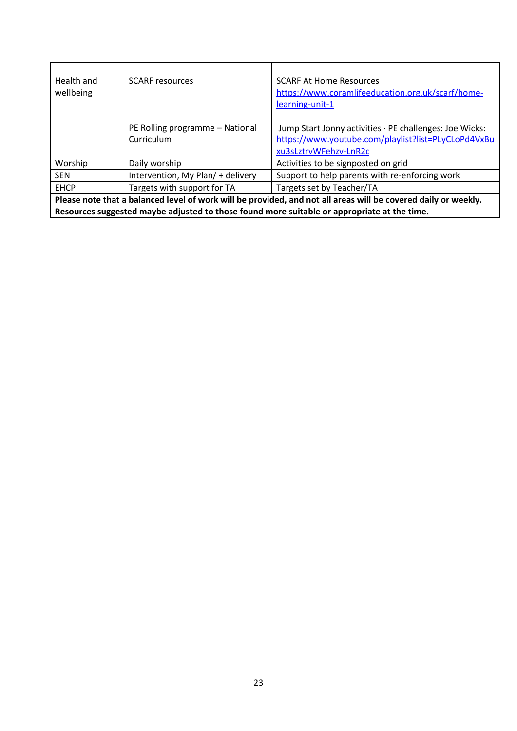| | | |
|---|---|---|
| Health and wellbeing | SCARF resources<br><br>PE Rolling programme – National Curriculum | SCARF At Home Resources https://www.coramlifeeducation.org.uk/scarf/home-learning-unit-1<br><br>Jump Start Jonny activities · PE challenges: Joe Wicks: https://www.youtube.com/playlist?list=PLyCLoPd4VxBuxu3sLztrvWFehzv-LnR2c |
| Worship | Daily worship | Activities to be signposted on grid |
| SEN | Intervention, My Plan/ + delivery | Support to help parents with re-enforcing work |
| EHCP | Targets with support for TA | Targets set by Teacher/TA |
| **Please note that a balanced level of work will be provided, and not all areas will be covered daily or weekly. Resources suggested maybe adjusted to those found more suitable or appropriate at the time.** | | |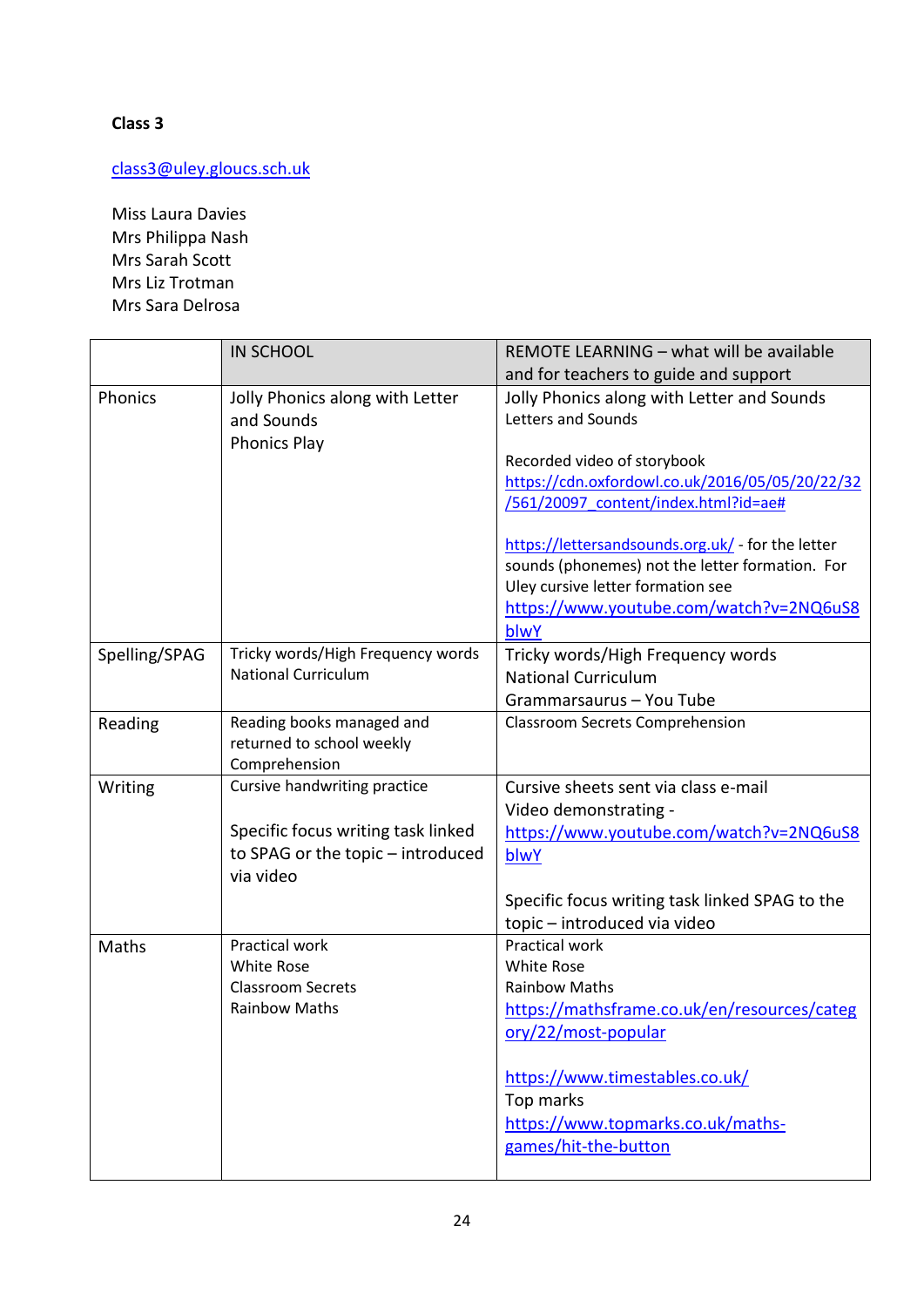**Class 3**

class3@uley.gloucs.sch.uk

Miss Laura Davies
Mrs Philippa Nash
Mrs Sarah Scott
Mrs Liz Trotman
Mrs Sara Delrosa

| | IN SCHOOL | REMOTE LEARNING – what will be available and for teachers to guide and support |
|---|---|---|
| Phonics | Jolly Phonics along with Letter and Sounds<br>Phonics Play | Jolly Phonics along with Letter and Sounds<br>Letters and Sounds<br><br>Recorded video of storybook<br>https://cdn.oxfordowl.co.uk/2016/05/05/20/22/32/561/20097_content/index.html?id=ae#<br><br>https://lettersandsounds.org.uk/ - for the letter sounds (phonemes) not the letter formation. For Uley cursive letter formation see https://www.youtube.com/watch?v=2NQ6uS8blwY |
| Spelling/SPAG | Tricky words/High Frequency words<br>National Curriculum | Tricky words/High Frequency words<br>National Curriculum<br>Grammarsaurus – You Tube |
| Reading | Reading books managed and returned to school weekly<br>Comprehension | Classroom Secrets Comprehension |
| Writing | Cursive handwriting practice<br><br>Specific focus writing task linked to SPAG or the topic – introduced via video | Cursive sheets sent via class e-mail<br>Video demonstrating - https://www.youtube.com/watch?v=2NQ6uS8blwY<br><br>Specific focus writing task linked SPAG to the topic – introduced via video |
| Maths | Practical work<br>White Rose<br>Classroom Secrets<br>Rainbow Maths | Practical work<br>White Rose<br>Rainbow Maths<br>https://mathsframe.co.uk/en/resources/category/22/most-popular<br><br>https://www.timestables.co.uk/<br>Top marks<br>https://www.topmarks.co.uk/maths-games/hit-the-button |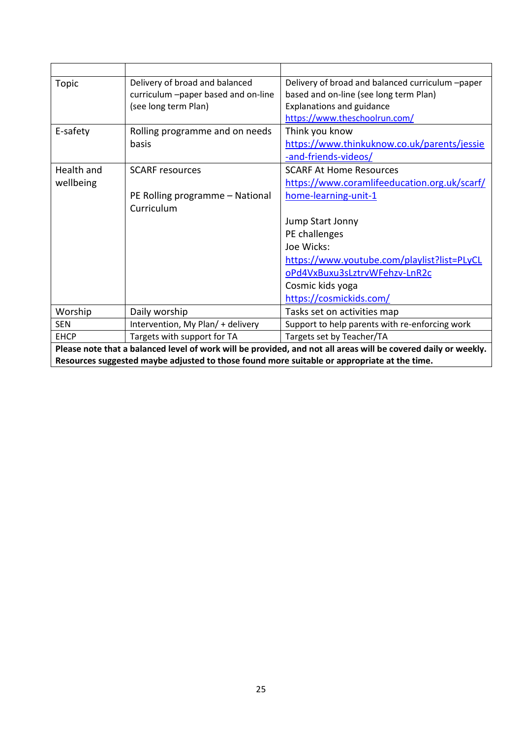| | | |
|---|---|---|
| Topic | Delivery of broad and balanced curriculum –paper based and on-line (see long term Plan) | Delivery of broad and balanced curriculum –paper based and on-line (see long term Plan)<br>Explanations and guidance<br>https://www.theschoolrun.com/ |
| E-safety | Rolling programme and on needs basis | Think you know<br>https://www.thinkuknow.co.uk/parents/jessie-and-friends-videos/ |
| Health and wellbeing | SCARF resources<br><br>PE Rolling programme – National Curriculum | SCARF At Home Resources<br>https://www.coramlifeeducation.org.uk/scarf/home-learning-unit-1<br><br>Jump Start Jonny<br>PE challenges<br>Joe Wicks:<br>https://www.youtube.com/playlist?list=PLyCLoPd4VxBuxu3sLztrvWFehzv-LnR2c<br>Cosmic kids yoga<br>https://cosmickids.com/ |
| Worship | Daily worship | Tasks set on activities map |
| SEN | Intervention, My Plan/ + delivery | Support to help parents with re-enforcing work |
| EHCP | Targets with support for TA | Targets set by Teacher/TA |
| **Please note that a balanced level of work will be provided, and not all areas will be covered daily or weekly. Resources suggested maybe adjusted to those found more suitable or appropriate at the time.** | | |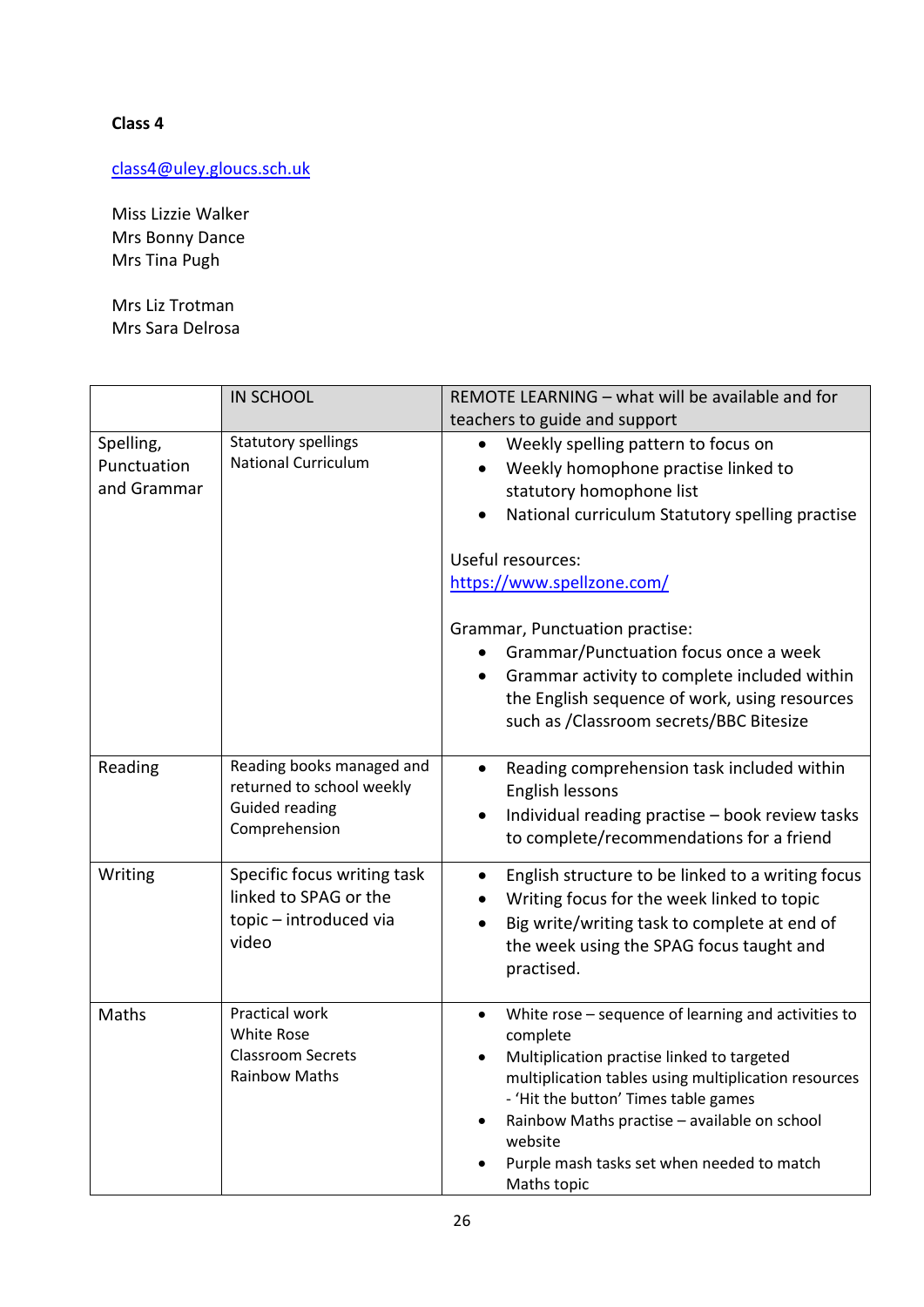**Class 4**

[class4@uley.gloucs.sch.uk](mailto:class4@uley.gloucs.sch.uk)

Miss Lizzie Walker
Mrs Bonny Dance
Mrs Tina Pugh

Mrs Liz Trotman
Mrs Sara Delrosa

| | IN SCHOOL | REMOTE LEARNING – what will be available and for teachers to guide and support |
|---|---|---|
| Spelling, Punctuation and Grammar | Statutory spellings<br>National Curriculum | • Weekly spelling pattern to focus on<br>• Weekly homophone practise linked to statutory homophone list<br>• National curriculum Statutory spelling practise<br><br>Useful resources:<br>https://www.spellzone.com/<br><br>Grammar, Punctuation practise:<br>• Grammar/Punctuation focus once a week<br>• Grammar activity to complete included within the English sequence of work, using resources such as /Classroom secrets/BBC Bitesize |
| Reading | Reading books managed and returned to school weekly<br>Guided reading<br>Comprehension | • Reading comprehension task included within English lessons<br>• Individual reading practise – book review tasks to complete/recommendations for a friend |
| Writing | Specific focus writing task linked to SPAG or the topic – introduced via video | • English structure to be linked to a writing focus<br>• Writing focus for the week linked to topic<br>• Big write/writing task to complete at end of the week using the SPAG focus taught and practised. |
| Maths | Practical work<br>White Rose<br>Classroom Secrets<br>Rainbow Maths | • White rose – sequence of learning and activities to complete<br>• Multiplication practise linked to targeted multiplication tables using multiplication resources - 'Hit the button' Times table games<br>• Rainbow Maths practise – available on school website<br>• Purple mash tasks set when needed to match Maths topic |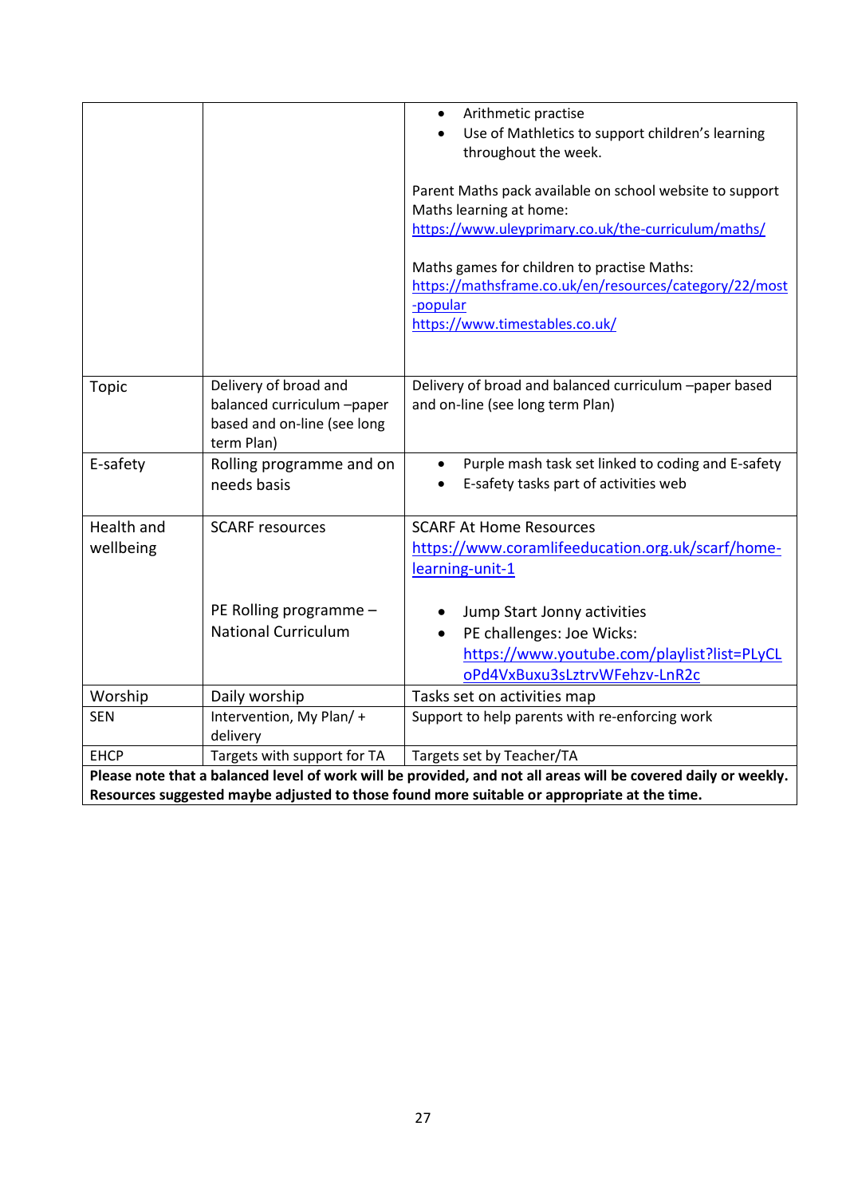| | | |
|---|---|---|
| | | • Arithmetic practise<br>• Use of Mathletics to support children's learning throughout the week.<br><br>Parent Maths pack available on school website to support Maths learning at home:<br>https://www.uleyprimary.co.uk/the-curriculum/maths/<br><br>Maths games for children to practise Maths:<br>https://mathsframe.co.uk/en/resources/category/22/most-popular<br>https://www.timestables.co.uk/ |
| Topic | Delivery of broad and balanced curriculum –paper based and on-line (see long term Plan) | Delivery of broad and balanced curriculum –paper based and on-line (see long term Plan) |
| E-safety | Rolling programme and on needs basis | • Purple mash task set linked to coding and E-safety<br>• E-safety tasks part of activities web |
| Health and wellbeing | SCARF resources<br><br><br>PE Rolling programme – National Curriculum | SCARF At Home Resources<br>https://www.coramlifeeducation.org.uk/scarf/home-learning-unit-1<br><br>• Jump Start Jonny activities<br>• PE challenges: Joe Wicks: https://www.youtube.com/playlist?list=PLyCLoPd4VxBuxu3sLztrvWFehzv-LnR2c |
| Worship | Daily worship | Tasks set on activities map |
| SEN | Intervention, My Plan/ + delivery | Support to help parents with re-enforcing work |
| EHCP | Targets with support for TA | Targets set by Teacher/TA |
| **Please note that a balanced level of work will be provided, and not all areas will be covered daily or weekly. Resources suggested maybe adjusted to those found more suitable or appropriate at the time.** | | |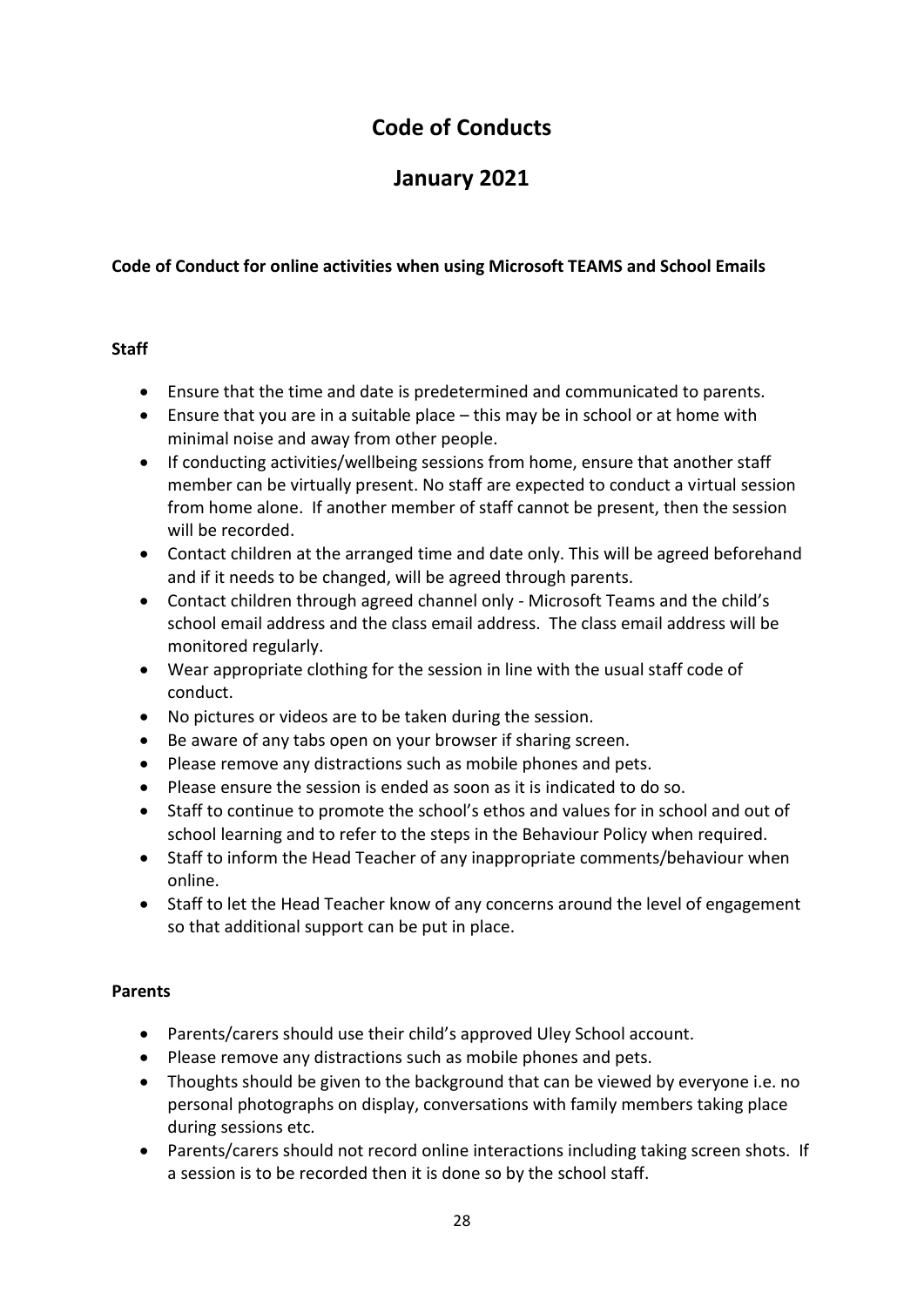# Code of Conducts

# January 2021

**Code of Conduct for online activities when using Microsoft TEAMS and School Emails**

**Staff**

- Ensure that the time and date is predetermined and communicated to parents.
- Ensure that you are in a suitable place – this may be in school or at home with minimal noise and away from other people.
- If conducting activities/wellbeing sessions from home, ensure that another staff member can be virtually present. No staff are expected to conduct a virtual session from home alone. If another member of staff cannot be present, then the session will be recorded.
- Contact children at the arranged time and date only. This will be agreed beforehand and if it needs to be changed, will be agreed through parents.
- Contact children through agreed channel only - Microsoft Teams and the child's school email address and the class email address. The class email address will be monitored regularly.
- Wear appropriate clothing for the session in line with the usual staff code of conduct.
- No pictures or videos are to be taken during the session.
- Be aware of any tabs open on your browser if sharing screen.
- Please remove any distractions such as mobile phones and pets.
- Please ensure the session is ended as soon as it is indicated to do so.
- Staff to continue to promote the school's ethos and values for in school and out of school learning and to refer to the steps in the Behaviour Policy when required.
- Staff to inform the Head Teacher of any inappropriate comments/behaviour when online.
- Staff to let the Head Teacher know of any concerns around the level of engagement so that additional support can be put in place.

**Parents**

- Parents/carers should use their child's approved Uley School account.
- Please remove any distractions such as mobile phones and pets.
- Thoughts should be given to the background that can be viewed by everyone i.e. no personal photographs on display, conversations with family members taking place during sessions etc.
- Parents/carers should not record online interactions including taking screen shots. If a session is to be recorded then it is done so by the school staff.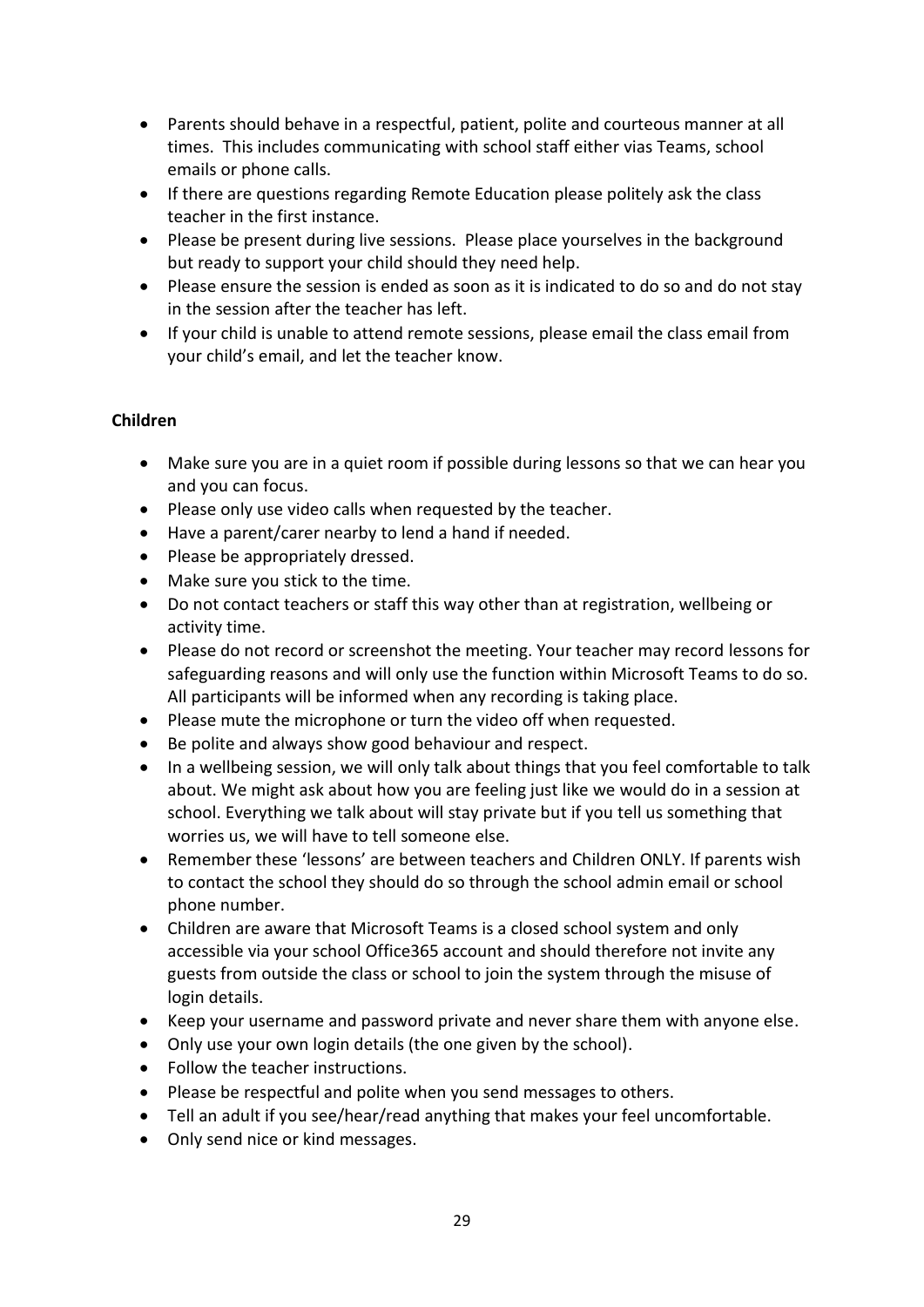- Parents should behave in a respectful, patient, polite and courteous manner at all times. This includes communicating with school staff either vias Teams, school emails or phone calls.
- If there are questions regarding Remote Education please politely ask the class teacher in the first instance.
- Please be present during live sessions. Please place yourselves in the background but ready to support your child should they need help.
- Please ensure the session is ended as soon as it is indicated to do so and do not stay in the session after the teacher has left.
- If your child is unable to attend remote sessions, please email the class email from your child's email, and let the teacher know.

**Children**

- Make sure you are in a quiet room if possible during lessons so that we can hear you and you can focus.
- Please only use video calls when requested by the teacher.
- Have a parent/carer nearby to lend a hand if needed.
- Please be appropriately dressed.
- Make sure you stick to the time.
- Do not contact teachers or staff this way other than at registration, wellbeing or activity time.
- Please do not record or screenshot the meeting. Your teacher may record lessons for safeguarding reasons and will only use the function within Microsoft Teams to do so. All participants will be informed when any recording is taking place.
- Please mute the microphone or turn the video off when requested.
- Be polite and always show good behaviour and respect.
- In a wellbeing session, we will only talk about things that you feel comfortable to talk about. We might ask about how you are feeling just like we would do in a session at school. Everything we talk about will stay private but if you tell us something that worries us, we will have to tell someone else.
- Remember these 'lessons' are between teachers and Children ONLY. If parents wish to contact the school they should do so through the school admin email or school phone number.
- Children are aware that Microsoft Teams is a closed school system and only accessible via your school Office365 account and should therefore not invite any guests from outside the class or school to join the system through the misuse of login details.
- Keep your username and password private and never share them with anyone else.
- Only use your own login details (the one given by the school).
- Follow the teacher instructions.
- Please be respectful and polite when you send messages to others.
- Tell an adult if you see/hear/read anything that makes your feel uncomfortable.
- Only send nice or kind messages.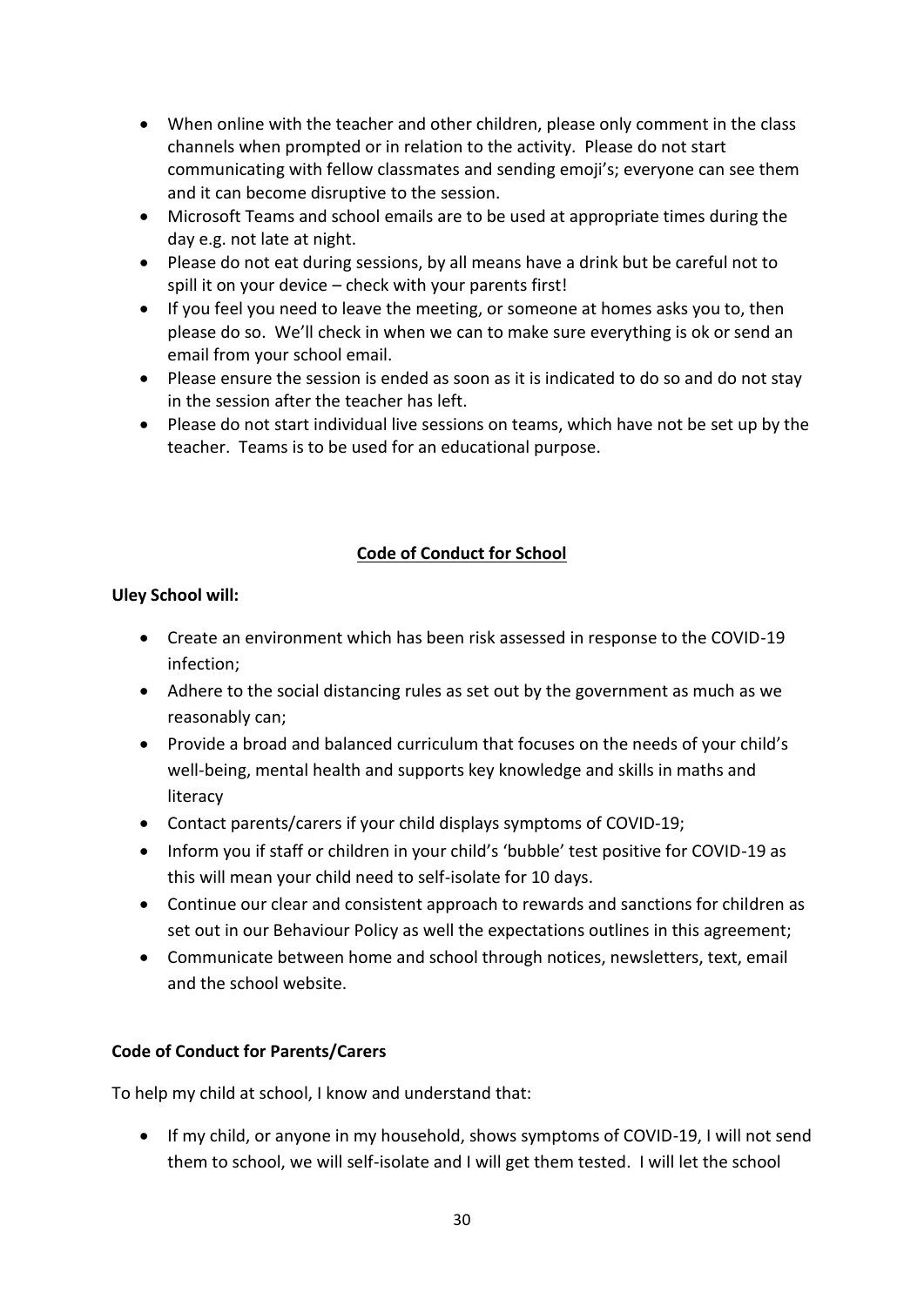- When online with the teacher and other children, please only comment in the class channels when prompted or in relation to the activity. Please do not start communicating with fellow classmates and sending emoji's; everyone can see them and it can become disruptive to the session.
- Microsoft Teams and school emails are to be used at appropriate times during the day e.g. not late at night.
- Please do not eat during sessions, by all means have a drink but be careful not to spill it on your device – check with your parents first!
- If you feel you need to leave the meeting, or someone at homes asks you to, then please do so. We'll check in when we can to make sure everything is ok or send an email from your school email.
- Please ensure the session is ended as soon as it is indicated to do so and do not stay in the session after the teacher has left.
- Please do not start individual live sessions on teams, which have not be set up by the teacher. Teams is to be used for an educational purpose.

## **Code of Conduct for School**

**Uley School will:**

- Create an environment which has been risk assessed in response to the COVID-19 infection;
- Adhere to the social distancing rules as set out by the government as much as we reasonably can;
- Provide a broad and balanced curriculum that focuses on the needs of your child's well-being, mental health and supports key knowledge and skills in maths and literacy
- Contact parents/carers if your child displays symptoms of COVID-19;
- Inform you if staff or children in your child's 'bubble' test positive for COVID-19 as this will mean your child need to self-isolate for 10 days.
- Continue our clear and consistent approach to rewards and sanctions for children as set out in our Behaviour Policy as well the expectations outlines in this agreement;
- Communicate between home and school through notices, newsletters, text, email and the school website.

**Code of Conduct for Parents/Carers**

To help my child at school, I know and understand that:

- If my child, or anyone in my household, shows symptoms of COVID-19, I will not send them to school, we will self-isolate and I will get them tested. I will let the school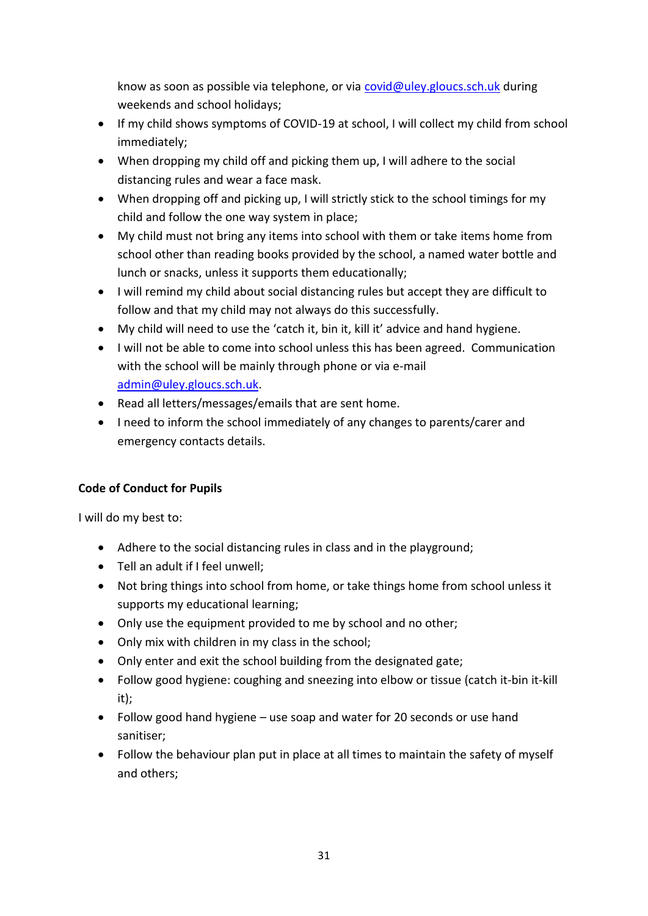know as soon as possible via telephone, or via covid@uley.gloucs.sch.uk during weekends and school holidays;

- If my child shows symptoms of COVID-19 at school, I will collect my child from school immediately;
- When dropping my child off and picking them up, I will adhere to the social distancing rules and wear a face mask.
- When dropping off and picking up, I will strictly stick to the school timings for my child and follow the one way system in place;
- My child must not bring any items into school with them or take items home from school other than reading books provided by the school, a named water bottle and lunch or snacks, unless it supports them educationally;
- I will remind my child about social distancing rules but accept they are difficult to follow and that my child may not always do this successfully.
- My child will need to use the 'catch it, bin it, kill it' advice and hand hygiene.
- I will not be able to come into school unless this has been agreed. Communication with the school will be mainly through phone or via e-mail admin@uley.gloucs.sch.uk.
- Read all letters/messages/emails that are sent home.
- I need to inform the school immediately of any changes to parents/carer and emergency contacts details.

**Code of Conduct for Pupils**

I will do my best to:

- Adhere to the social distancing rules in class and in the playground;
- Tell an adult if I feel unwell;
- Not bring things into school from home, or take things home from school unless it supports my educational learning;
- Only use the equipment provided to me by school and no other;
- Only mix with children in my class in the school;
- Only enter and exit the school building from the designated gate;
- Follow good hygiene: coughing and sneezing into elbow or tissue (catch it-bin it-kill it);
- Follow good hand hygiene – use soap and water for 20 seconds or use hand sanitiser;
- Follow the behaviour plan put in place at all times to maintain the safety of myself and others;